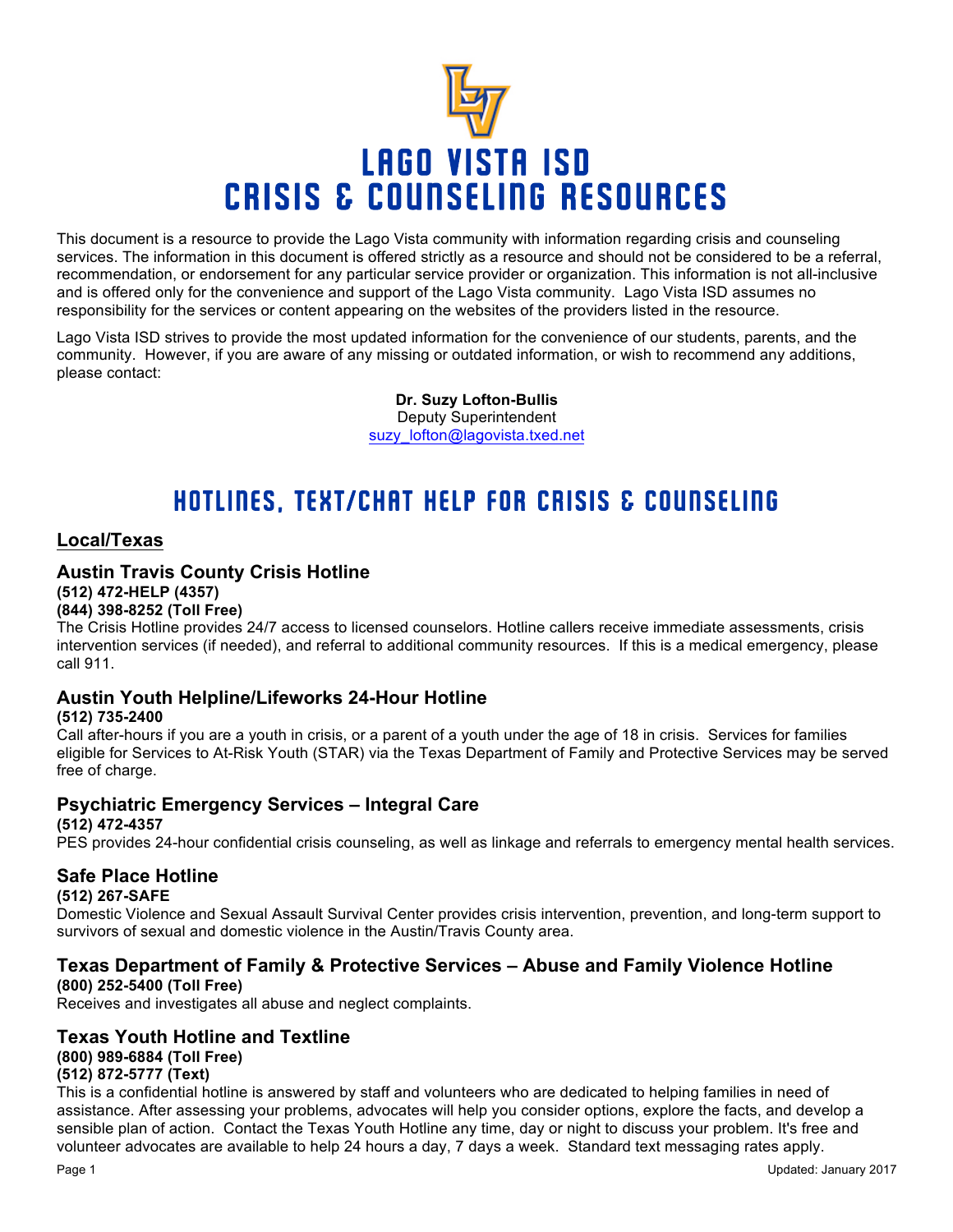# LAGO VISTA ISD CRISIS & COUNSELING RESOURCES

This document is a resource to provide the Lago Vista community with information regarding crisis and counseling services. The information in this document is offered strictly as a resource and should not be considered to be a referral, recommendation, or endorsement for any particular service provider or organization. This information is not all-inclusive and is offered only for the convenience and support of the Lago Vista community. Lago Vista ISD assumes no responsibility for the services or content appearing on the websites of the providers listed in the resource.

Lago Vista ISD strives to provide the most updated information for the convenience of our students, parents, and the community. However, if you are aware of any missing or outdated information, or wish to recommend any additions, please contact:

**Dr. Suzy Lofton-Bullis**
Deputy Superintendent
suzy_lofton@lagovista.txed.net

## HOTLINES, TEXT/CHAT HELP FOR CRISIS & COUNSELING

### Local/Texas

#### Austin Travis County Crisis Hotline

**(512) 472-HELP (4357)**
**(844) 398-8252 (Toll Free)**

The Crisis Hotline provides 24/7 access to licensed counselors. Hotline callers receive immediate assessments, crisis intervention services (if needed), and referral to additional community resources. If this is a medical emergency, please call 911.

#### Austin Youth Helpline/Lifeworks 24-Hour Hotline

**(512) 735-2400**

Call after-hours if you are a youth in crisis, or a parent of a youth under the age of 18 in crisis. Services for families eligible for Services to At-Risk Youth (STAR) via the Texas Department of Family and Protective Services may be served free of charge.

#### Psychiatric Emergency Services – Integral Care

**(512) 472-4357**

PES provides 24-hour confidential crisis counseling, as well as linkage and referrals to emergency mental health services.

#### Safe Place Hotline

**(512) 267-SAFE**

Domestic Violence and Sexual Assault Survival Center provides crisis intervention, prevention, and long-term support to survivors of sexual and domestic violence in the Austin/Travis County area.

#### Texas Department of Family & Protective Services – Abuse and Family Violence Hotline

**(800) 252-5400 (Toll Free)**

Receives and investigates all abuse and neglect complaints.

#### Texas Youth Hotline and Textline

**(800) 989-6884 (Toll Free)**
**(512) 872-5777 (Text)**

This is a confidential hotline is answered by staff and volunteers who are dedicated to helping families in need of assistance. After assessing your problems, advocates will help you consider options, explore the facts, and develop a sensible plan of action. Contact the Texas Youth Hotline any time, day or night to discuss your problem. It's free and volunteer advocates are available to help 24 hours a day, 7 days a week. Standard text messaging rates apply.

Updated: January 2017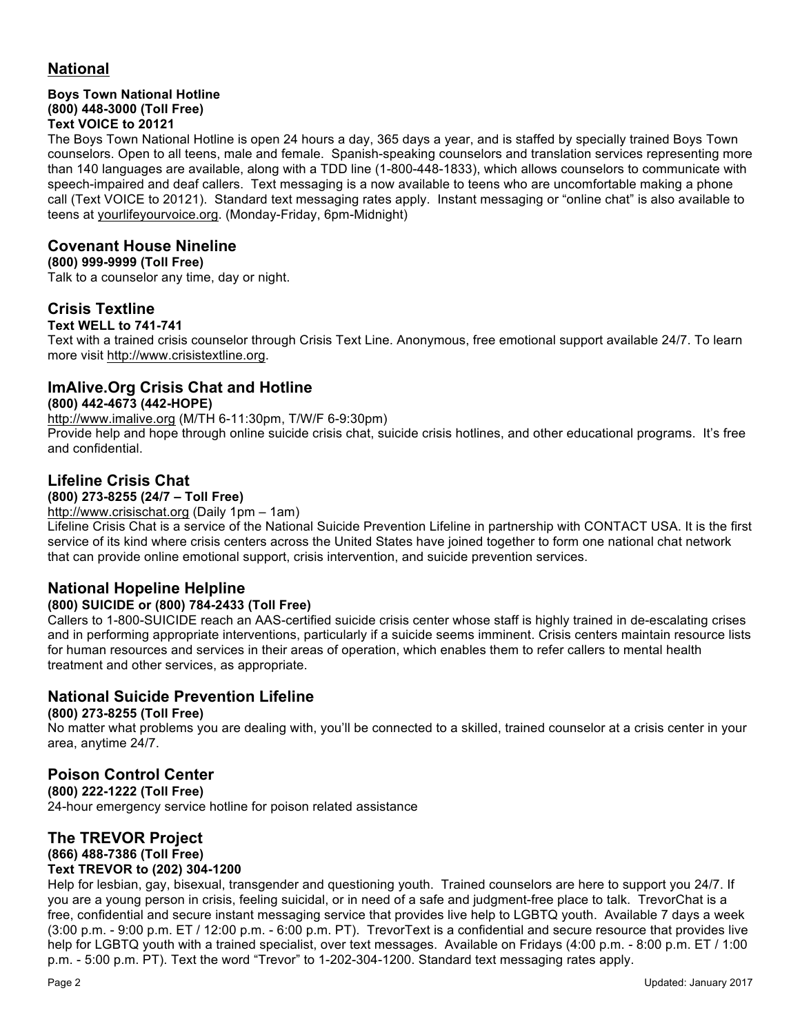## National

**Boys Town National Hotline**
**(800) 448-3000 (Toll Free)**
**Text VOICE to 20121**

The Boys Town National Hotline is open 24 hours a day, 365 days a year, and is staffed by specially trained Boys Town counselors. Open to all teens, male and female. Spanish-speaking counselors and translation services representing more than 140 languages are available, along with a TDD line (1-800-448-1833), which allows counselors to communicate with speech-impaired and deaf callers. Text messaging is a now available to teens who are uncomfortable making a phone call (Text VOICE to 20121). Standard text messaging rates apply. Instant messaging or "online chat" is also available to teens at yourlifeyourvoice.org. (Monday-Friday, 6pm-Midnight)

### Covenant House Nineline

**(800) 999-9999 (Toll Free)**

Talk to a counselor any time, day or night.

### Crisis Textline

**Text WELL to 741-741**

Text with a trained crisis counselor through Crisis Text Line. Anonymous, free emotional support available 24/7. To learn more visit http://www.crisistextline.org.

### ImAlive.Org Crisis Chat and Hotline

**(800) 442-4673 (442-HOPE)**

http://www.imalive.org (M/TH 6-11:30pm, T/W/F 6-9:30pm)

Provide help and hope through online suicide crisis chat, suicide crisis hotlines, and other educational programs. It's free and confidential.

### Lifeline Crisis Chat

**(800) 273-8255 (24/7 – Toll Free)**

http://www.crisischat.org (Daily 1pm – 1am)

Lifeline Crisis Chat is a service of the National Suicide Prevention Lifeline in partnership with CONTACT USA. It is the first service of its kind where crisis centers across the United States have joined together to form one national chat network that can provide online emotional support, crisis intervention, and suicide prevention services.

### National Hopeline Helpline

**(800) SUICIDE or (800) 784-2433 (Toll Free)**

Callers to 1-800-SUICIDE reach an AAS-certified suicide crisis center whose staff is highly trained in de-escalating crises and in performing appropriate interventions, particularly if a suicide seems imminent. Crisis centers maintain resource lists for human resources and services in their areas of operation, which enables them to refer callers to mental health treatment and other services, as appropriate.

### National Suicide Prevention Lifeline

**(800) 273-8255 (Toll Free)**

No matter what problems you are dealing with, you'll be connected to a skilled, trained counselor at a crisis center in your area, anytime 24/7.

### Poison Control Center

**(800) 222-1222 (Toll Free)**

24-hour emergency service hotline for poison related assistance

### The TREVOR Project

**(866) 488-7386 (Toll Free)**
**Text TREVOR to (202) 304-1200**

Help for lesbian, gay, bisexual, transgender and questioning youth. Trained counselors are here to support you 24/7. If you are a young person in crisis, feeling suicidal, or in need of a safe and judgment-free place to talk. TrevorChat is a free, confidential and secure instant messaging service that provides live help to LGBTQ youth. Available 7 days a week (3:00 p.m. - 9:00 p.m. ET / 12:00 p.m. - 6:00 p.m. PT). TrevorText is a confidential and secure resource that provides live help for LGBTQ youth with a trained specialist, over text messages. Available on Fridays (4:00 p.m. - 8:00 p.m. ET / 1:00 p.m. - 5:00 p.m. PT). Text the word "Trevor" to 1-202-304-1200. Standard text messaging rates apply.

Updated: January 2017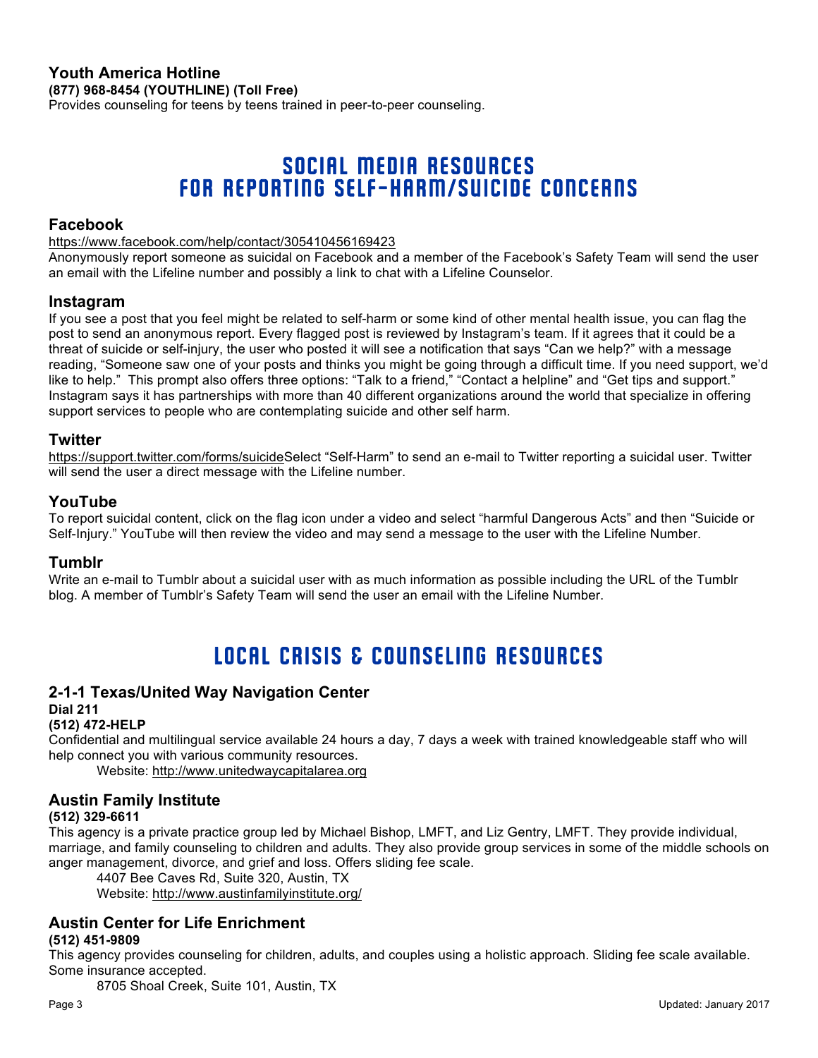### Youth America Hotline

**(877) 968-8454 (YOUTHLINE) (Toll Free)**

Provides counseling for teens by teens trained in peer-to-peer counseling.

## SOCIAL MEDIA RESOURCES FOR REPORTING SELF-HARM/SUICIDE CONCERNS

### Facebook

https://www.facebook.com/help/contact/305410456169423

Anonymously report someone as suicidal on Facebook and a member of the Facebook's Safety Team will send the user an email with the Lifeline number and possibly a link to chat with a Lifeline Counselor.

### Instagram

If you see a post that you feel might be related to self-harm or some kind of other mental health issue, you can flag the post to send an anonymous report. Every flagged post is reviewed by Instagram's team. If it agrees that it could be a threat of suicide or self-injury, the user who posted it will see a notification that says "Can we help?" with a message reading, "Someone saw one of your posts and thinks you might be going through a difficult time. If you need support, we'd like to help." This prompt also offers three options: "Talk to a friend," "Contact a helpline" and "Get tips and support." Instagram says it has partnerships with more than 40 different organizations around the world that specialize in offering support services to people who are contemplating suicide and other self harm.

### Twitter

https://support.twitter.com/forms/suicideSelect "Self-Harm" to send an e-mail to Twitter reporting a suicidal user. Twitter will send the user a direct message with the Lifeline number.

### YouTube

To report suicidal content, click on the flag icon under a video and select "harmful Dangerous Acts" and then "Suicide or Self-Injury." YouTube will then review the video and may send a message to the user with the Lifeline Number.

### Tumblr

Write an e-mail to Tumblr about a suicidal user with as much information as possible including the URL of the Tumblr blog. A member of Tumblr's Safety Team will send the user an email with the Lifeline Number.

## LOCAL CRISIS & COUNSELING RESOURCES

### 2-1-1 Texas/United Way Navigation Center

**Dial 211**

**(512) 472-HELP**

Confidential and multilingual service available 24 hours a day, 7 days a week with trained knowledgeable staff who will help connect you with various community resources.

Website: http://www.unitedwaycapitalarea.org

### Austin Family Institute

**(512) 329-6611**

This agency is a private practice group led by Michael Bishop, LMFT, and Liz Gentry, LMFT. They provide individual, marriage, and family counseling to children and adults. They also provide group services in some of the middle schools on anger management, divorce, and grief and loss. Offers sliding fee scale.

4407 Bee Caves Rd, Suite 320, Austin, TX
Website: http://www.austinfamilyinstitute.org/

### Austin Center for Life Enrichment

**(512) 451-9809**

This agency provides counseling for children, adults, and couples using a holistic approach. Sliding fee scale available. Some insurance accepted.

8705 Shoal Creek, Suite 101, Austin, TX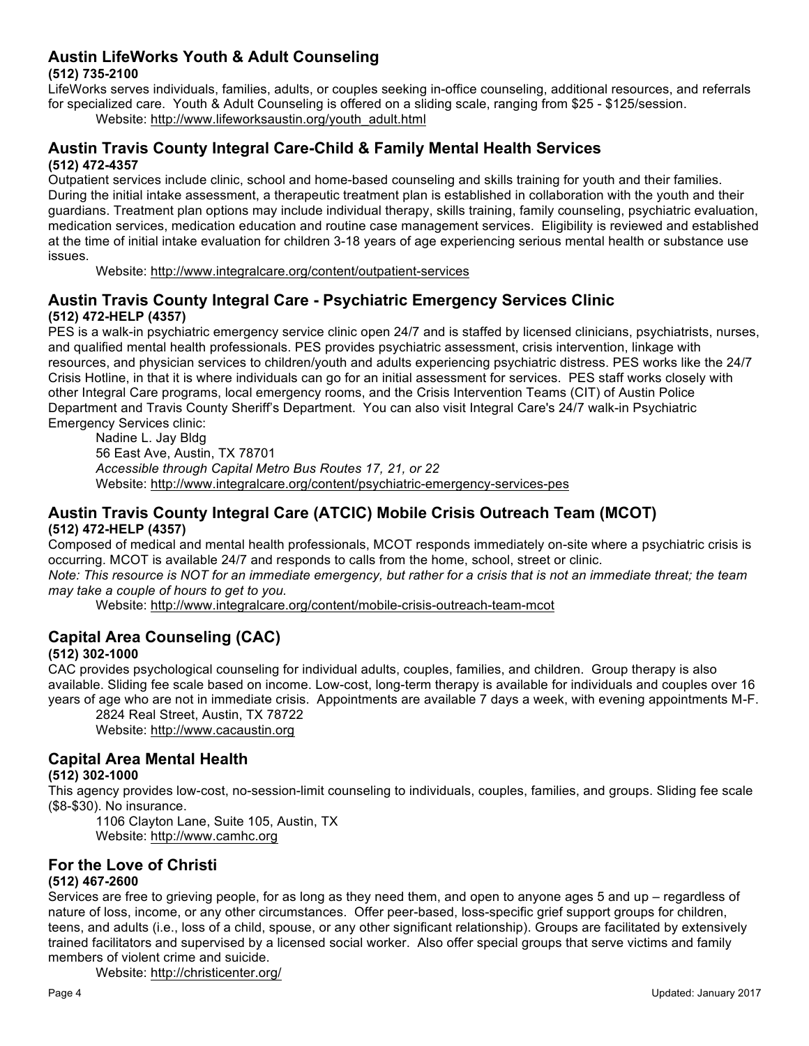## Austin LifeWorks Youth & Adult Counseling

**(512) 735-2100**

LifeWorks serves individuals, families, adults, or couples seeking in-office counseling, additional resources, and referrals for specialized care. Youth & Adult Counseling is offered on a sliding scale, ranging from $25 - $125/session.

Website: http://www.lifeworksaustin.org/youth_adult.html

## Austin Travis County Integral Care-Child & Family Mental Health Services

**(512) 472-4357**

Outpatient services include clinic, school and home-based counseling and skills training for youth and their families. During the initial intake assessment, a therapeutic treatment plan is established in collaboration with the youth and their guardians. Treatment plan options may include individual therapy, skills training, family counseling, psychiatric evaluation, medication services, medication education and routine case management services. Eligibility is reviewed and established at the time of initial intake evaluation for children 3-18 years of age experiencing serious mental health or substance use issues.

Website: http://www.integralcare.org/content/outpatient-services

## Austin Travis County Integral Care - Psychiatric Emergency Services Clinic

**(512) 472-HELP (4357)**

PES is a walk-in psychiatric emergency service clinic open 24/7 and is staffed by licensed clinicians, psychiatrists, nurses, and qualified mental health professionals. PES provides psychiatric assessment, crisis intervention, linkage with resources, and physician services to children/youth and adults experiencing psychiatric distress. PES works like the 24/7 Crisis Hotline, in that it is where individuals can go for an initial assessment for services. PES staff works closely with other Integral Care programs, local emergency rooms, and the Crisis Intervention Teams (CIT) of Austin Police Department and Travis County Sheriff's Department. You can also visit Integral Care's 24/7 walk-in Psychiatric Emergency Services clinic:

Nadine L. Jay Bldg
56 East Ave, Austin, TX 78701
*Accessible through Capital Metro Bus Routes 17, 21, or 22*
Website: http://www.integralcare.org/content/psychiatric-emergency-services-pes

## Austin Travis County Integral Care (ATCIC) Mobile Crisis Outreach Team (MCOT)

**(512) 472-HELP (4357)**

Composed of medical and mental health professionals, MCOT responds immediately on-site where a psychiatric crisis is occurring. MCOT is available 24/7 and responds to calls from the home, school, street or clinic.

*Note: This resource is NOT for an immediate emergency, but rather for a crisis that is not an immediate threat; the team may take a couple of hours to get to you.*

Website: http://www.integralcare.org/content/mobile-crisis-outreach-team-mcot

## Capital Area Counseling (CAC)

**(512) 302-1000**

CAC provides psychological counseling for individual adults, couples, families, and children. Group therapy is also available. Sliding fee scale based on income. Low-cost, long-term therapy is available for individuals and couples over 16 years of age who are not in immediate crisis. Appointments are available 7 days a week, with evening appointments M-F.

2824 Real Street, Austin, TX 78722
Website: http://www.cacaustin.org

## Capital Area Mental Health

**(512) 302-1000**

This agency provides low-cost, no-session-limit counseling to individuals, couples, families, and groups. Sliding fee scale ($8-$30). No insurance.

1106 Clayton Lane, Suite 105, Austin, TX
Website: http://www.camhc.org

## For the Love of Christi

**(512) 467-2600**

Services are free to grieving people, for as long as they need them, and open to anyone ages 5 and up – regardless of nature of loss, income, or any other circumstances. Offer peer-based, loss-specific grief support groups for children, teens, and adults (i.e., loss of a child, spouse, or any other significant relationship). Groups are facilitated by extensively trained facilitators and supervised by a licensed social worker. Also offer special groups that serve victims and family members of violent crime and suicide.

Website: http://christicenter.org/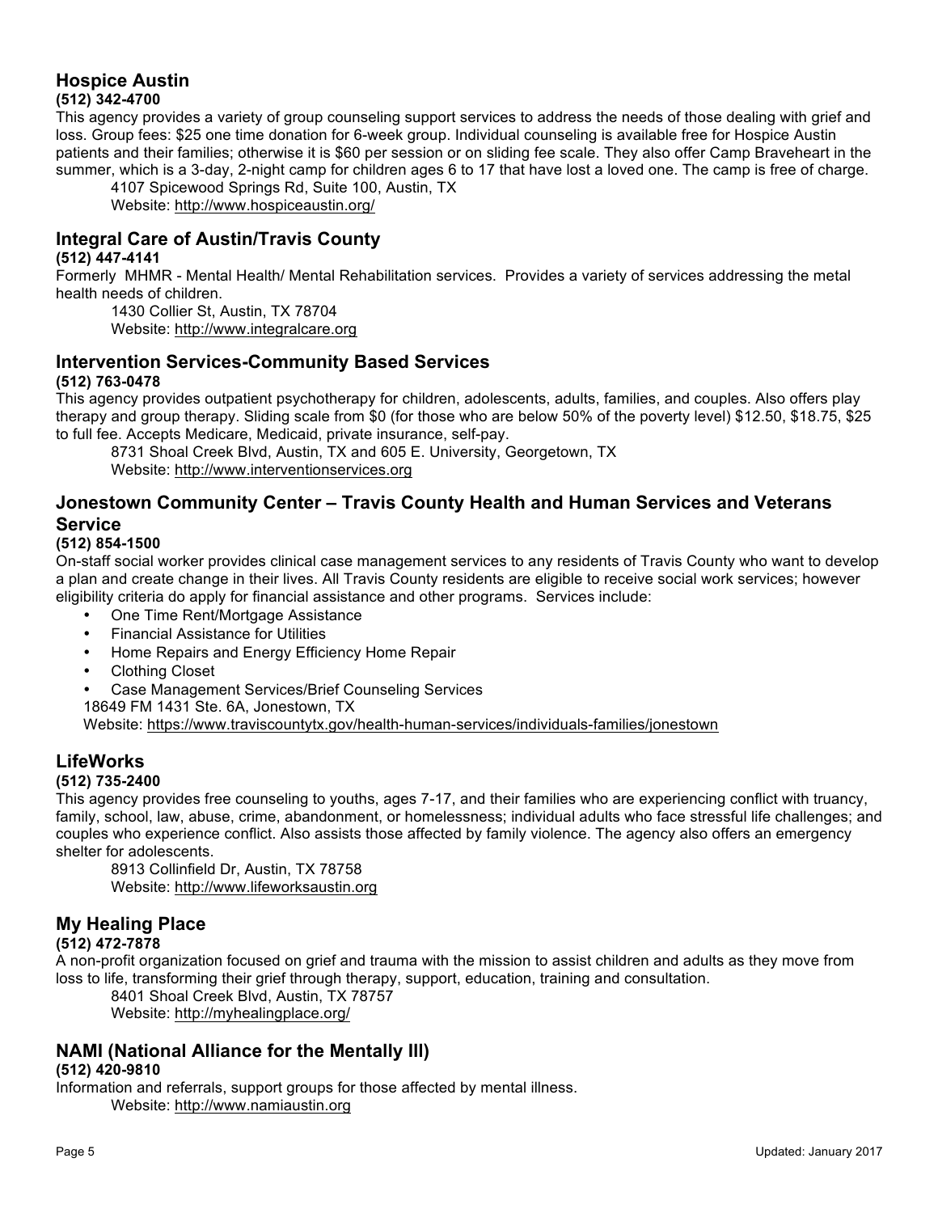## Hospice Austin

**(512) 342-4700**

This agency provides a variety of group counseling support services to address the needs of those dealing with grief and loss. Group fees: $25 one time donation for 6-week group. Individual counseling is available free for Hospice Austin patients and their families; otherwise it is $60 per session or on sliding fee scale. They also offer Camp Braveheart in the summer, which is a 3-day, 2-night camp for children ages 6 to 17 that have lost a loved one. The camp is free of charge.

4107 Spicewood Springs Rd, Suite 100, Austin, TX
Website: http://www.hospiceaustin.org/

## Integral Care of Austin/Travis County

**(512) 447-4141**

Formerly MHMR - Mental Health/ Mental Rehabilitation services. Provides a variety of services addressing the metal health needs of children.

1430 Collier St, Austin, TX 78704
Website: http://www.integralcare.org

## Intervention Services-Community Based Services

**(512) 763-0478**

This agency provides outpatient psychotherapy for children, adolescents, adults, families, and couples. Also offers play therapy and group therapy. Sliding scale from $0 (for those who are below 50% of the poverty level) $12.50, $18.75, $25 to full fee. Accepts Medicare, Medicaid, private insurance, self-pay.

8731 Shoal Creek Blvd, Austin, TX and 605 E. University, Georgetown, TX
Website: http://www.interventionservices.org

## Jonestown Community Center – Travis County Health and Human Services and Veterans Service

**(512) 854-1500**

On-staff social worker provides clinical case management services to any residents of Travis County who want to develop a plan and create change in their lives. All Travis County residents are eligible to receive social work services; however eligibility criteria do apply for financial assistance and other programs. Services include:

- One Time Rent/Mortgage Assistance
- Financial Assistance for Utilities
- Home Repairs and Energy Efficiency Home Repair
- Clothing Closet
- Case Management Services/Brief Counseling Services

18649 FM 1431 Ste. 6A, Jonestown, TX
Website: https://www.traviscountytx.gov/health-human-services/individuals-families/jonestown

## LifeWorks

**(512) 735-2400**

This agency provides free counseling to youths, ages 7-17, and their families who are experiencing conflict with truancy, family, school, law, abuse, crime, abandonment, or homelessness; individual adults who face stressful life challenges; and couples who experience conflict. Also assists those affected by family violence. The agency also offers an emergency shelter for adolescents.

8913 Collinfield Dr, Austin, TX 78758
Website: http://www.lifeworksaustin.org

## My Healing Place

**(512) 472-7878**

A non-profit organization focused on grief and trauma with the mission to assist children and adults as they move from loss to life, transforming their grief through therapy, support, education, training and consultation.

8401 Shoal Creek Blvd, Austin, TX 78757
Website: http://myhealingplace.org/

## NAMI (National Alliance for the Mentally Ill)

**(512) 420-9810**

Information and referrals, support groups for those affected by mental illness.

Website: http://www.namiaustin.org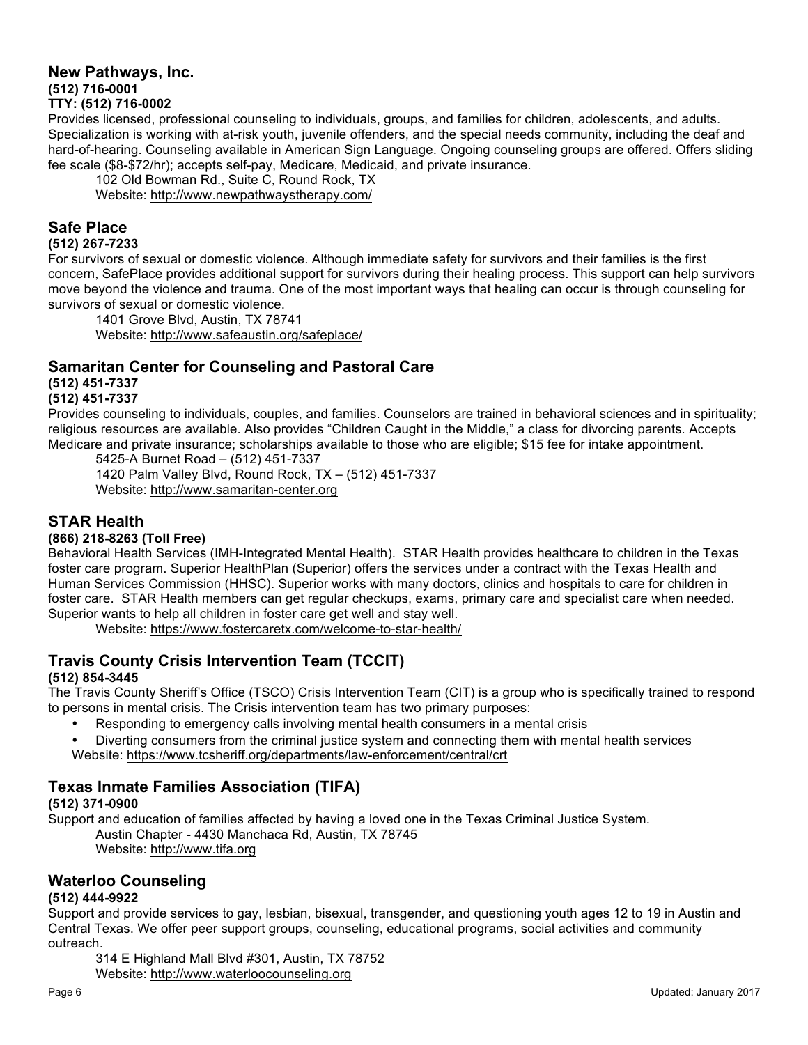## New Pathways, Inc.

**(512) 716-0001**
**TTY: (512) 716-0002**

Provides licensed, professional counseling to individuals, groups, and families for children, adolescents, and adults. Specialization is working with at-risk youth, juvenile offenders, and the special needs community, including the deaf and hard-of-hearing. Counseling available in American Sign Language. Ongoing counseling groups are offered. Offers sliding fee scale ($8-$72/hr); accepts self-pay, Medicare, Medicaid, and private insurance.

102 Old Bowman Rd., Suite C, Round Rock, TX
Website: http://www.newpathwaystherapy.com/

## Safe Place

**(512) 267-7233**

For survivors of sexual or domestic violence. Although immediate safety for survivors and their families is the first concern, SafePlace provides additional support for survivors during their healing process. This support can help survivors move beyond the violence and trauma. One of the most important ways that healing can occur is through counseling for survivors of sexual or domestic violence.

1401 Grove Blvd, Austin, TX 78741
Website: http://www.safeaustin.org/safeplace/

## Samaritan Center for Counseling and Pastoral Care

**(512) 451-7337**
**(512) 451-7337**

Provides counseling to individuals, couples, and families. Counselors are trained in behavioral sciences and in spirituality; religious resources are available. Also provides "Children Caught in the Middle," a class for divorcing parents. Accepts Medicare and private insurance; scholarships available to those who are eligible; $15 fee for intake appointment.

5425-A Burnet Road – (512) 451-7337
1420 Palm Valley Blvd, Round Rock, TX – (512) 451-7337
Website: http://www.samaritan-center.org

## STAR Health

**(866) 218-8263 (Toll Free)**

Behavioral Health Services (IMH-Integrated Mental Health). STAR Health provides healthcare to children in the Texas foster care program. Superior HealthPlan (Superior) offers the services under a contract with the Texas Health and Human Services Commission (HHSC). Superior works with many doctors, clinics and hospitals to care for children in foster care. STAR Health members can get regular checkups, exams, primary care and specialist care when needed. Superior wants to help all children in foster care get well and stay well.

Website: https://www.fostercaretx.com/welcome-to-star-health/

## Travis County Crisis Intervention Team (TCCIT)

**(512) 854-3445**

The Travis County Sheriff's Office (TSCO) Crisis Intervention Team (CIT) is a group who is specifically trained to respond to persons in mental crisis. The Crisis intervention team has two primary purposes:

- Responding to emergency calls involving mental health consumers in a mental crisis
- Diverting consumers from the criminal justice system and connecting them with mental health services

Website: https://www.tcsheriff.org/departments/law-enforcement/central/crt

## Texas Inmate Families Association (TIFA)

**(512) 371-0900**

Support and education of families affected by having a loved one in the Texas Criminal Justice System.

Austin Chapter - 4430 Manchaca Rd, Austin, TX 78745
Website: http://www.tifa.org

## Waterloo Counseling

**(512) 444-9922**

Support and provide services to gay, lesbian, bisexual, transgender, and questioning youth ages 12 to 19 in Austin and Central Texas. We offer peer support groups, counseling, educational programs, social activities and community outreach.

314 E Highland Mall Blvd #301, Austin, TX 78752
Website: http://www.waterloocounseling.org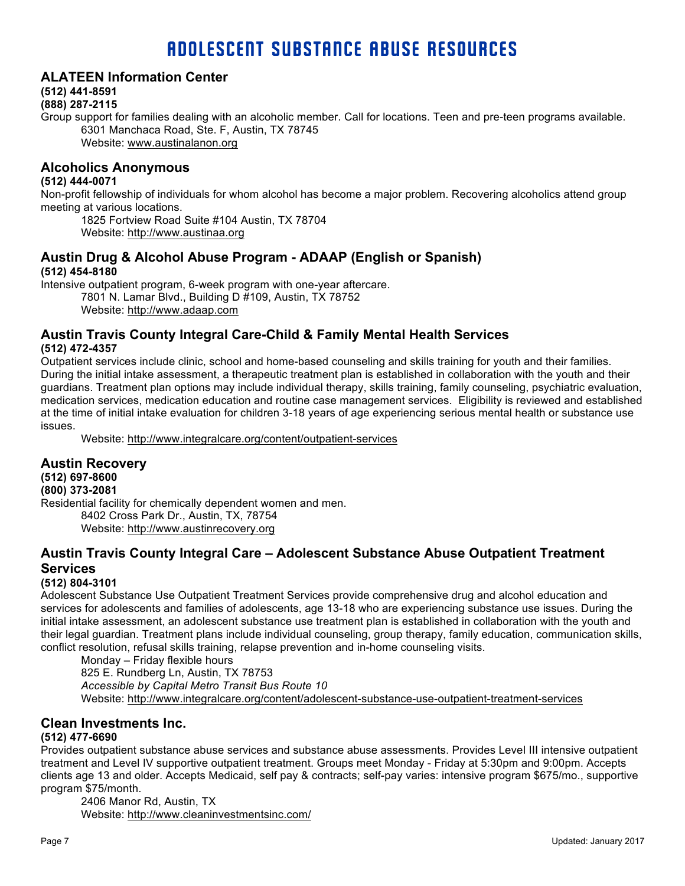# ADOLESCENT SUBSTANCE ABUSE RESOURCES

## ALATEEN Information Center

**(512) 441-8591**
**(888) 287-2115**

Group support for families dealing with an alcoholic member. Call for locations. Teen and pre-teen programs available.

6301 Manchaca Road, Ste. F, Austin, TX 78745
Website: www.austinalanon.org

## Alcoholics Anonymous

**(512) 444-0071**

Non-profit fellowship of individuals for whom alcohol has become a major problem. Recovering alcoholics attend group meeting at various locations.

1825 Fortview Road Suite #104 Austin, TX 78704
Website: http://www.austinaa.org

## Austin Drug & Alcohol Abuse Program - ADAAP (English or Spanish)

**(512) 454-8180**

Intensive outpatient program, 6-week program with one-year aftercare.

7801 N. Lamar Blvd., Building D #109, Austin, TX 78752
Website: http://www.adaap.com

## Austin Travis County Integral Care-Child & Family Mental Health Services

**(512) 472-4357**

Outpatient services include clinic, school and home-based counseling and skills training for youth and their families. During the initial intake assessment, a therapeutic treatment plan is established in collaboration with the youth and their guardians. Treatment plan options may include individual therapy, skills training, family counseling, psychiatric evaluation, medication services, medication education and routine case management services. Eligibility is reviewed and established at the time of initial intake evaluation for children 3-18 years of age experiencing serious mental health or substance use issues.

Website: http://www.integralcare.org/content/outpatient-services

## Austin Recovery

**(512) 697-8600**
**(800) 373-2081**

Residential facility for chemically dependent women and men.

8402 Cross Park Dr., Austin, TX, 78754
Website: http://www.austinrecovery.org

## Austin Travis County Integral Care – Adolescent Substance Abuse Outpatient Treatment Services

**(512) 804-3101**

Adolescent Substance Use Outpatient Treatment Services provide comprehensive drug and alcohol education and services for adolescents and families of adolescents, age 13-18 who are experiencing substance use issues. During the initial intake assessment, an adolescent substance use treatment plan is established in collaboration with the youth and their legal guardian. Treatment plans include individual counseling, group therapy, family education, communication skills, conflict resolution, refusal skills training, relapse prevention and in-home counseling visits.

Monday – Friday flexible hours
825 E. Rundberg Ln, Austin, TX 78753
*Accessible by Capital Metro Transit Bus Route 10*
Website: http://www.integralcare.org/content/adolescent-substance-use-outpatient-treatment-services

## Clean Investments Inc.

**(512) 477-6690**

Provides outpatient substance abuse services and substance abuse assessments. Provides Level III intensive outpatient treatment and Level IV supportive outpatient treatment. Groups meet Monday - Friday at 5:30pm and 9:00pm. Accepts clients age 13 and older. Accepts Medicaid, self pay & contracts; self-pay varies: intensive program $675/mo., supportive program $75/month.

2406 Manor Rd, Austin, TX
Website: http://www.cleaninvestmentsinc.com/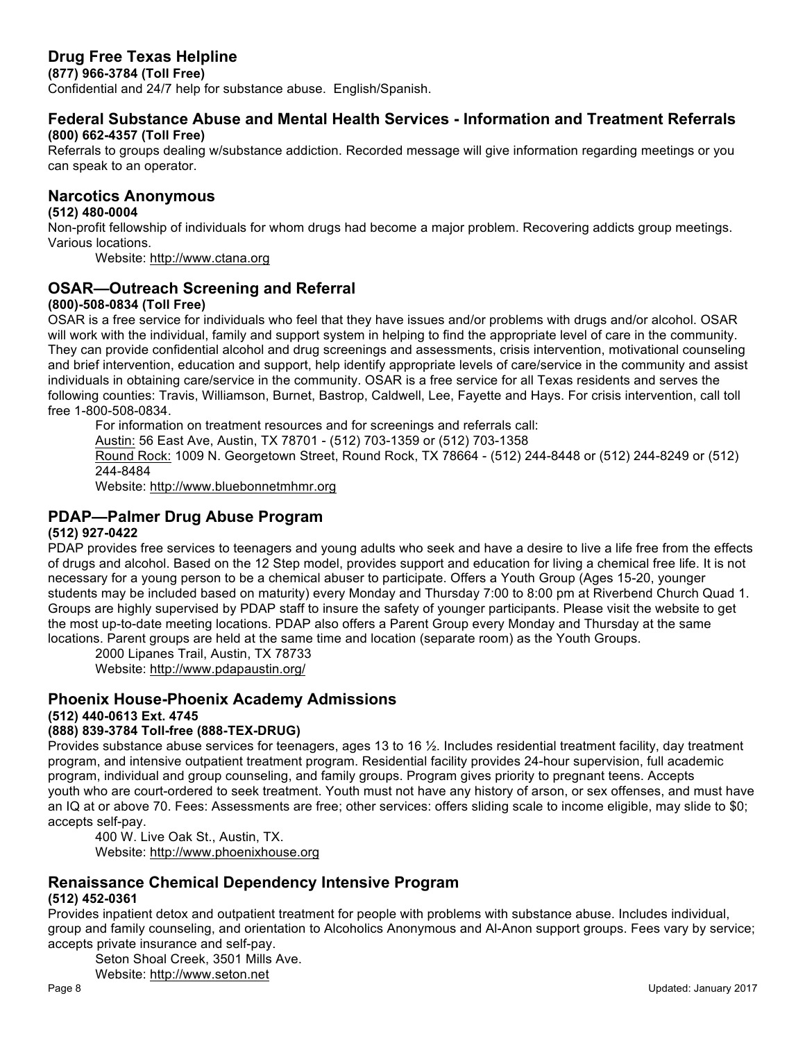## Drug Free Texas Helpline

**(877) 966-3784 (Toll Free)**

Confidential and 24/7 help for substance abuse. English/Spanish.

## Federal Substance Abuse and Mental Health Services - Information and Treatment Referrals

**(800) 662-4357 (Toll Free)**

Referrals to groups dealing w/substance addiction. Recorded message will give information regarding meetings or you can speak to an operator.

## Narcotics Anonymous

**(512) 480-0004**

Non-profit fellowship of individuals for whom drugs had become a major problem. Recovering addicts group meetings. Various locations.

Website: http://www.ctana.org

## OSAR—Outreach Screening and Referral

**(800)-508-0834 (Toll Free)**

OSAR is a free service for individuals who feel that they have issues and/or problems with drugs and/or alcohol. OSAR will work with the individual, family and support system in helping to find the appropriate level of care in the community. They can provide confidential alcohol and drug screenings and assessments, crisis intervention, motivational counseling and brief intervention, education and support, help identify appropriate levels of care/service in the community and assist individuals in obtaining care/service in the community. OSAR is a free service for all Texas residents and serves the following counties: Travis, Williamson, Burnet, Bastrop, Caldwell, Lee, Fayette and Hays. For crisis intervention, call toll free 1-800-508-0834.

For information on treatment resources and for screenings and referrals call:

Austin: 56 East Ave, Austin, TX 78701 - (512) 703-1359 or (512) 703-1358

Round Rock: 1009 N. Georgetown Street, Round Rock, TX 78664 - (512) 244-8448 or (512) 244-8249 or (512) 244-8484

Website: http://www.bluebonnetmhmr.org

## PDAP—Palmer Drug Abuse Program

**(512) 927-0422**

PDAP provides free services to teenagers and young adults who seek and have a desire to live a life free from the effects of drugs and alcohol. Based on the 12 Step model, provides support and education for living a chemical free life. It is not necessary for a young person to be a chemical abuser to participate. Offers a Youth Group (Ages 15-20, younger students may be included based on maturity) every Monday and Thursday 7:00 to 8:00 pm at Riverbend Church Quad 1. Groups are highly supervised by PDAP staff to insure the safety of younger participants. Please visit the website to get the most up-to-date meeting locations. PDAP also offers a Parent Group every Monday and Thursday at the same locations. Parent groups are held at the same time and location (separate room) as the Youth Groups.

2000 Lipanes Trail, Austin, TX 78733

Website: http://www.pdapaustin.org/

## Phoenix House-Phoenix Academy Admissions

**(512) 440-0613 Ext. 4745**

**(888) 839-3784 Toll-free (888-TEX-DRUG)**

Provides substance abuse services for teenagers, ages 13 to 16 ½. Includes residential treatment facility, day treatment program, and intensive outpatient treatment program. Residential facility provides 24-hour supervision, full academic program, individual and group counseling, and family groups. Program gives priority to pregnant teens. Accepts youth who are court-ordered to seek treatment. Youth must not have any history of arson, or sex offenses, and must have an IQ at or above 70. Fees: Assessments are free; other services: offers sliding scale to income eligible, may slide to $0; accepts self-pay.

400 W. Live Oak St., Austin, TX.

Website: http://www.phoenixhouse.org

## Renaissance Chemical Dependency Intensive Program

**(512) 452-0361**

Provides inpatient detox and outpatient treatment for people with problems with substance abuse. Includes individual, group and family counseling, and orientation to Alcoholics Anonymous and Al-Anon support groups. Fees vary by service; accepts private insurance and self-pay.

Seton Shoal Creek, 3501 Mills Ave.

Website: http://www.seton.net

Updated: January 2017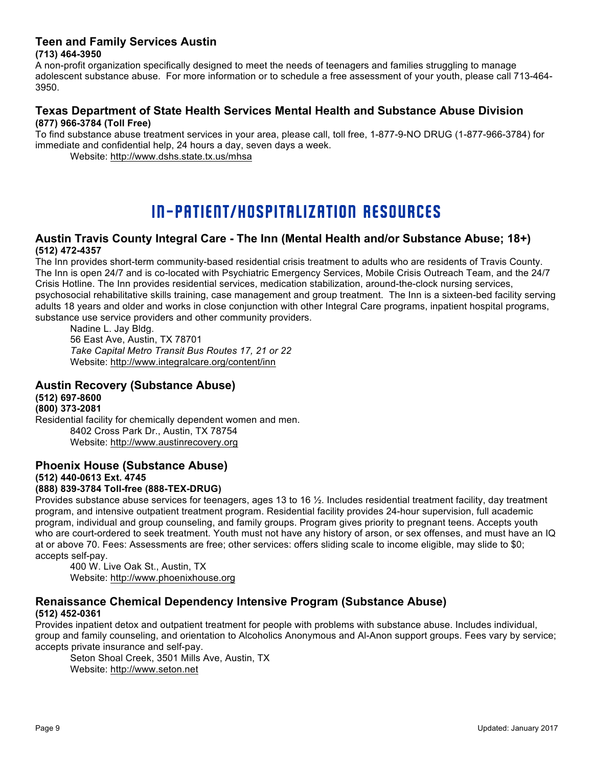### Teen and Family Services Austin

**(713) 464-3950**

A non-profit organization specifically designed to meet the needs of teenagers and families struggling to manage adolescent substance abuse. For more information or to schedule a free assessment of your youth, please call 713-464-3950.

### Texas Department of State Health Services Mental Health and Substance Abuse Division

**(877) 966-3784 (Toll Free)**

To find substance abuse treatment services in your area, please call, toll free, 1-877-9-NO DRUG (1-877-966-3784) for immediate and confidential help, 24 hours a day, seven days a week.

Website: http://www.dshs.state.tx.us/mhsa

## IN-PATIENT/HOSPITALIZATION RESOURCES

### Austin Travis County Integral Care - The Inn (Mental Health and/or Substance Abuse; 18+)

**(512) 472-4357**

The Inn provides short-term community-based residential crisis treatment to adults who are residents of Travis County. The Inn is open 24/7 and is co-located with Psychiatric Emergency Services, Mobile Crisis Outreach Team, and the 24/7 Crisis Hotline. The Inn provides residential services, medication stabilization, around-the-clock nursing services, psychosocial rehabilitative skills training, case management and group treatment. The Inn is a sixteen-bed facility serving adults 18 years and older and works in close conjunction with other Integral Care programs, inpatient hospital programs, substance use service providers and other community providers.

Nadine L. Jay Bldg.
56 East Ave, Austin, TX 78701
*Take Capital Metro Transit Bus Routes 17, 21 or 22*
Website: http://www.integralcare.org/content/inn

### Austin Recovery (Substance Abuse)

**(512) 697-8600**
**(800) 373-2081**

Residential facility for chemically dependent women and men.

8402 Cross Park Dr., Austin, TX 78754
Website: http://www.austinrecovery.org

### Phoenix House (Substance Abuse)

**(512) 440-0613 Ext. 4745**
**(888) 839-3784 Toll-free (888-TEX-DRUG)**

Provides substance abuse services for teenagers, ages 13 to 16 ½. Includes residential treatment facility, day treatment program, and intensive outpatient treatment program. Residential facility provides 24-hour supervision, full academic program, individual and group counseling, and family groups. Program gives priority to pregnant teens. Accepts youth who are court-ordered to seek treatment. Youth must not have any history of arson, or sex offenses, and must have an IQ at or above 70. Fees: Assessments are free; other services: offers sliding scale to income eligible, may slide to $0; accepts self-pay.

400 W. Live Oak St., Austin, TX
Website: http://www.phoenixhouse.org

### Renaissance Chemical Dependency Intensive Program (Substance Abuse)

**(512) 452-0361**

Provides inpatient detox and outpatient treatment for people with problems with substance abuse. Includes individual, group and family counseling, and orientation to Alcoholics Anonymous and Al-Anon support groups. Fees vary by service; accepts private insurance and self-pay.

Seton Shoal Creek, 3501 Mills Ave, Austin, TX
Website: http://www.seton.net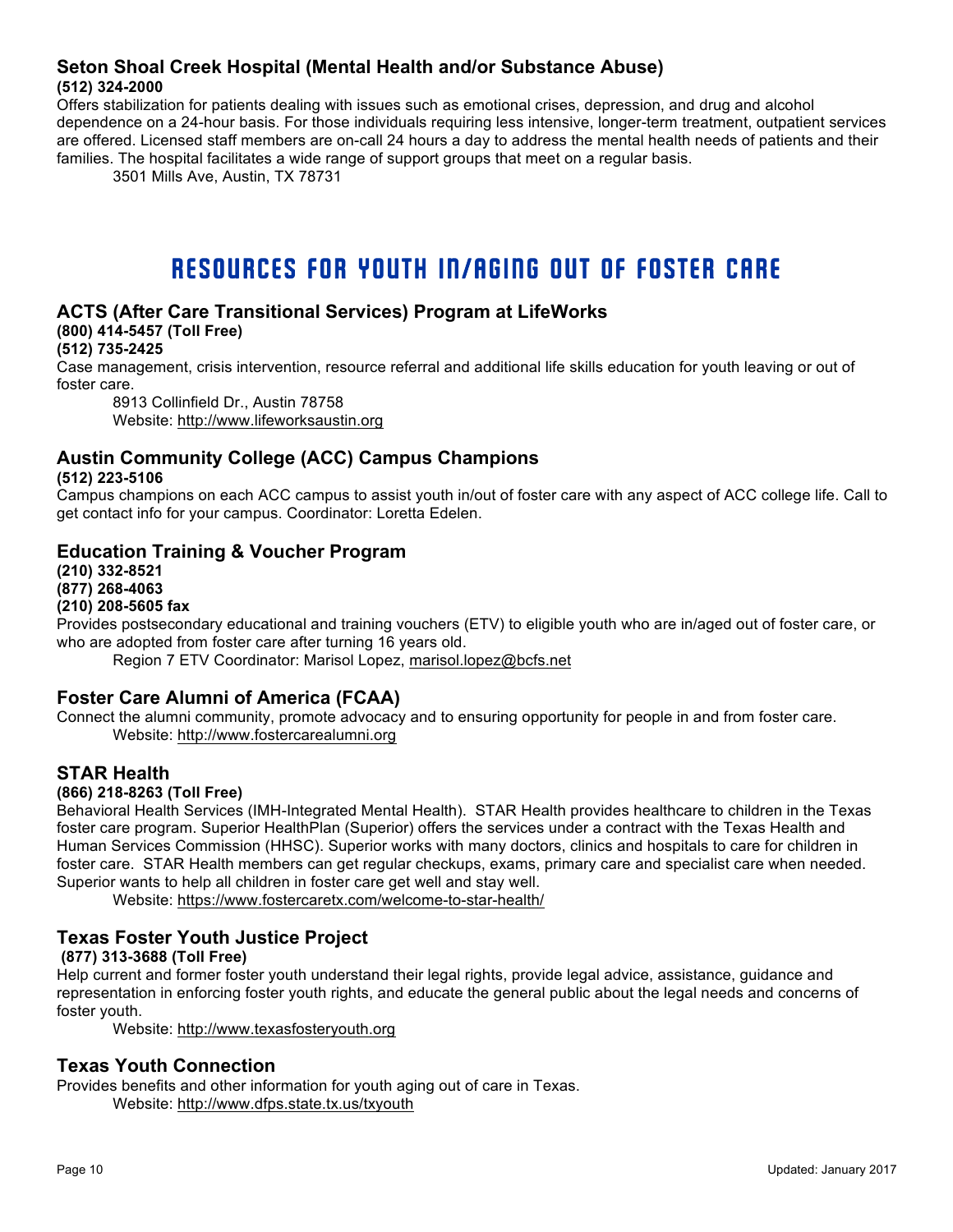### Seton Shoal Creek Hospital (Mental Health and/or Substance Abuse)

**(512) 324-2000**

Offers stabilization for patients dealing with issues such as emotional crises, depression, and drug and alcohol dependence on a 24-hour basis. For those individuals requiring less intensive, longer-term treatment, outpatient services are offered. Licensed staff members are on-call 24 hours a day to address the mental health needs of patients and their families. The hospital facilitates a wide range of support groups that meet on a regular basis.

3501 Mills Ave, Austin, TX 78731

## RESOURCES FOR YOUTH IN/AGING OUT OF FOSTER CARE

### ACTS (After Care Transitional Services) Program at LifeWorks

**(800) 414-5457 (Toll Free)**
**(512) 735-2425**

Case management, crisis intervention, resource referral and additional life skills education for youth leaving or out of foster care.

8913 Collinfield Dr., Austin 78758
Website: http://www.lifeworksaustin.org

### Austin Community College (ACC) Campus Champions

**(512) 223-5106**

Campus champions on each ACC campus to assist youth in/out of foster care with any aspect of ACC college life. Call to get contact info for your campus. Coordinator: Loretta Edelen.

### Education Training & Voucher Program

**(210) 332-8521**
**(877) 268-4063**
**(210) 208-5605 fax**

Provides postsecondary educational and training vouchers (ETV) to eligible youth who are in/aged out of foster care, or who are adopted from foster care after turning 16 years old.

Region 7 ETV Coordinator: Marisol Lopez, marisol.lopez@bcfs.net

### Foster Care Alumni of America (FCAA)

Connect the alumni community, promote advocacy and to ensuring opportunity for people in and from foster care.

Website: http://www.fostercarealumni.org

### STAR Health

**(866) 218-8263 (Toll Free)**

Behavioral Health Services (IMH-Integrated Mental Health). STAR Health provides healthcare to children in the Texas foster care program. Superior HealthPlan (Superior) offers the services under a contract with the Texas Health and Human Services Commission (HHSC). Superior works with many doctors, clinics and hospitals to care for children in foster care. STAR Health members can get regular checkups, exams, primary care and specialist care when needed. Superior wants to help all children in foster care get well and stay well.

Website: https://www.fostercaretx.com/welcome-to-star-health/

### Texas Foster Youth Justice Project

**(877) 313-3688 (Toll Free)**

Help current and former foster youth understand their legal rights, provide legal advice, assistance, guidance and representation in enforcing foster youth rights, and educate the general public about the legal needs and concerns of foster youth.

Website: http://www.texasfosteryouth.org

### Texas Youth Connection

Provides benefits and other information for youth aging out of care in Texas.

Website: http://www.dfps.state.tx.us/txyouth

Updated: January 2017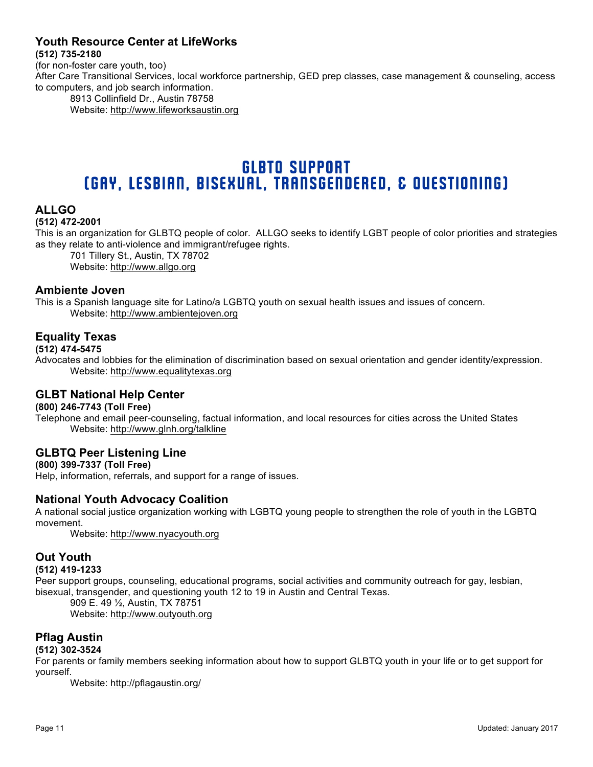### Youth Resource Center at LifeWorks

**(512) 735-2180**

(for non-foster care youth, too)

After Care Transitional Services, local workforce partnership, GED prep classes, case management & counseling, access to computers, and job search information.

8913 Collinfield Dr., Austin 78758
Website: http://www.lifeworksaustin.org

## GLBTQ SUPPORT (GAY, LESBIAN, BISEXUAL, TRANSGENDERED, & QUESTIONING)

### ALLGO

**(512) 472-2001**

This is an organization for GLBTQ people of color. ALLGO seeks to identify LGBT people of color priorities and strategies as they relate to anti-violence and immigrant/refugee rights.

701 Tillery St., Austin, TX 78702
Website: http://www.allgo.org

### Ambiente Joven

This is a Spanish language site for Latino/a LGBTQ youth on sexual health issues and issues of concern.

Website: http://www.ambientejoven.org

### Equality Texas

**(512) 474-5475**

Advocates and lobbies for the elimination of discrimination based on sexual orientation and gender identity/expression.

Website: http://www.equalitytexas.org

### GLBT National Help Center

**(800) 246-7743 (Toll Free)**

Telephone and email peer-counseling, factual information, and local resources for cities across the United States

Website: http://www.glnh.org/talkline

### GLBTQ Peer Listening Line

**(800) 399-7337 (Toll Free)**

Help, information, referrals, and support for a range of issues.

### National Youth Advocacy Coalition

A national social justice organization working with LGBTQ young people to strengthen the role of youth in the LGBTQ movement.

Website: http://www.nyacyouth.org

### Out Youth

**(512) 419-1233**

Peer support groups, counseling, educational programs, social activities and community outreach for gay, lesbian, bisexual, transgender, and questioning youth 12 to 19 in Austin and Central Texas.

909 E. 49 ½, Austin, TX 78751
Website: http://www.outyouth.org

### Pflag Austin

**(512) 302-3524**

For parents or family members seeking information about how to support GLBTQ youth in your life or to get support for yourself.

Website: http://pflagaustin.org/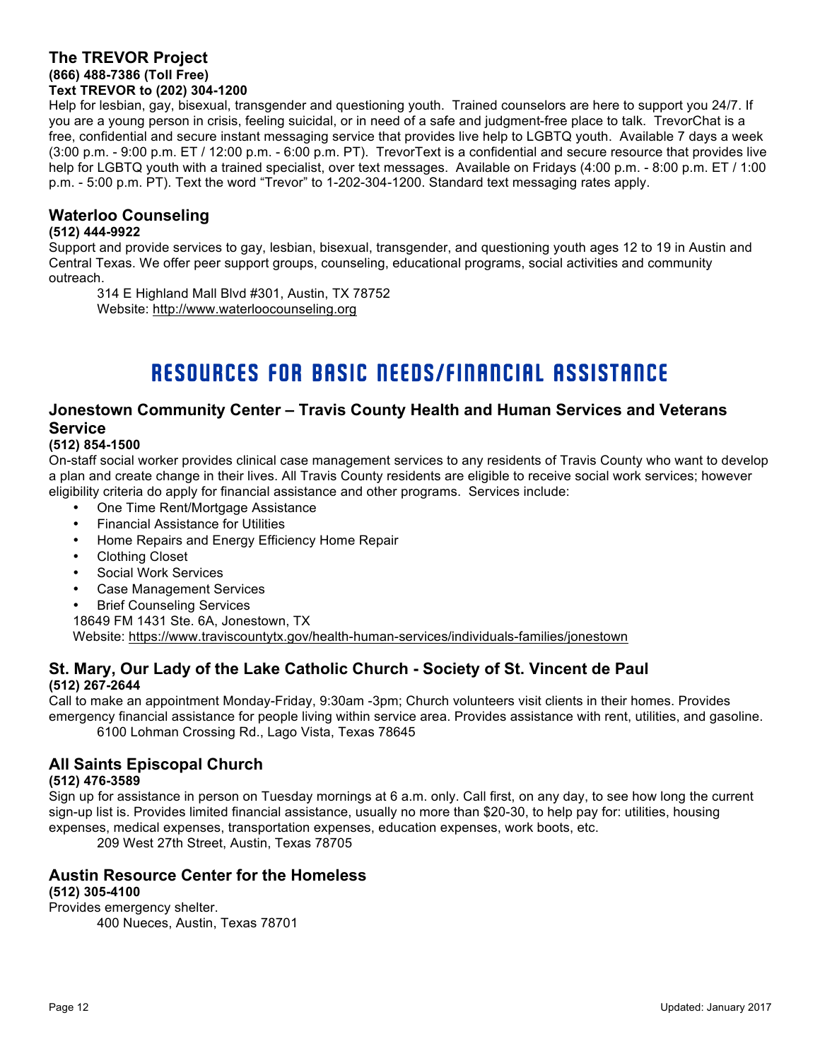### The TREVOR Project

**(866) 488-7386 (Toll Free)**
**Text TREVOR to (202) 304-1200**

Help for lesbian, gay, bisexual, transgender and questioning youth. Trained counselors are here to support you 24/7. If you are a young person in crisis, feeling suicidal, or in need of a safe and judgment-free place to talk. TrevorChat is a free, confidential and secure instant messaging service that provides live help to LGBTQ youth. Available 7 days a week (3:00 p.m. - 9:00 p.m. ET / 12:00 p.m. - 6:00 p.m. PT). TrevorText is a confidential and secure resource that provides live help for LGBTQ youth with a trained specialist, over text messages. Available on Fridays (4:00 p.m. - 8:00 p.m. ET / 1:00 p.m. - 5:00 p.m. PT). Text the word "Trevor" to 1-202-304-1200. Standard text messaging rates apply.

### Waterloo Counseling

**(512) 444-9922**

Support and provide services to gay, lesbian, bisexual, transgender, and questioning youth ages 12 to 19 in Austin and Central Texas. We offer peer support groups, counseling, educational programs, social activities and community outreach.

314 E Highland Mall Blvd #301, Austin, TX 78752
Website: http://www.waterloocounseling.org

## RESOURCES FOR BASIC NEEDS/FINANCIAL ASSISTANCE

### Jonestown Community Center – Travis County Health and Human Services and Veterans Service

**(512) 854-1500**

On-staff social worker provides clinical case management services to any residents of Travis County who want to develop a plan and create change in their lives. All Travis County residents are eligible to receive social work services; however eligibility criteria do apply for financial assistance and other programs. Services include:

- One Time Rent/Mortgage Assistance
- Financial Assistance for Utilities
- Home Repairs and Energy Efficiency Home Repair
- Clothing Closet
- Social Work Services
- Case Management Services
- Brief Counseling Services

18649 FM 1431 Ste. 6A, Jonestown, TX
Website: https://www.traviscountytx.gov/health-human-services/individuals-families/jonestown

### St. Mary, Our Lady of the Lake Catholic Church - Society of St. Vincent de Paul

**(512) 267-2644**

Call to make an appointment Monday-Friday, 9:30am -3pm; Church volunteers visit clients in their homes. Provides emergency financial assistance for people living within service area. Provides assistance with rent, utilities, and gasoline.

6100 Lohman Crossing Rd., Lago Vista, Texas 78645

### All Saints Episcopal Church

**(512) 476-3589**

Sign up for assistance in person on Tuesday mornings at 6 a.m. only. Call first, on any day, to see how long the current sign-up list is. Provides limited financial assistance, usually no more than $20-30, to help pay for: utilities, housing expenses, medical expenses, transportation expenses, education expenses, work boots, etc.

209 West 27th Street, Austin, Texas 78705

### Austin Resource Center for the Homeless

**(512) 305-4100**

Provides emergency shelter.

400 Nueces, Austin, Texas 78701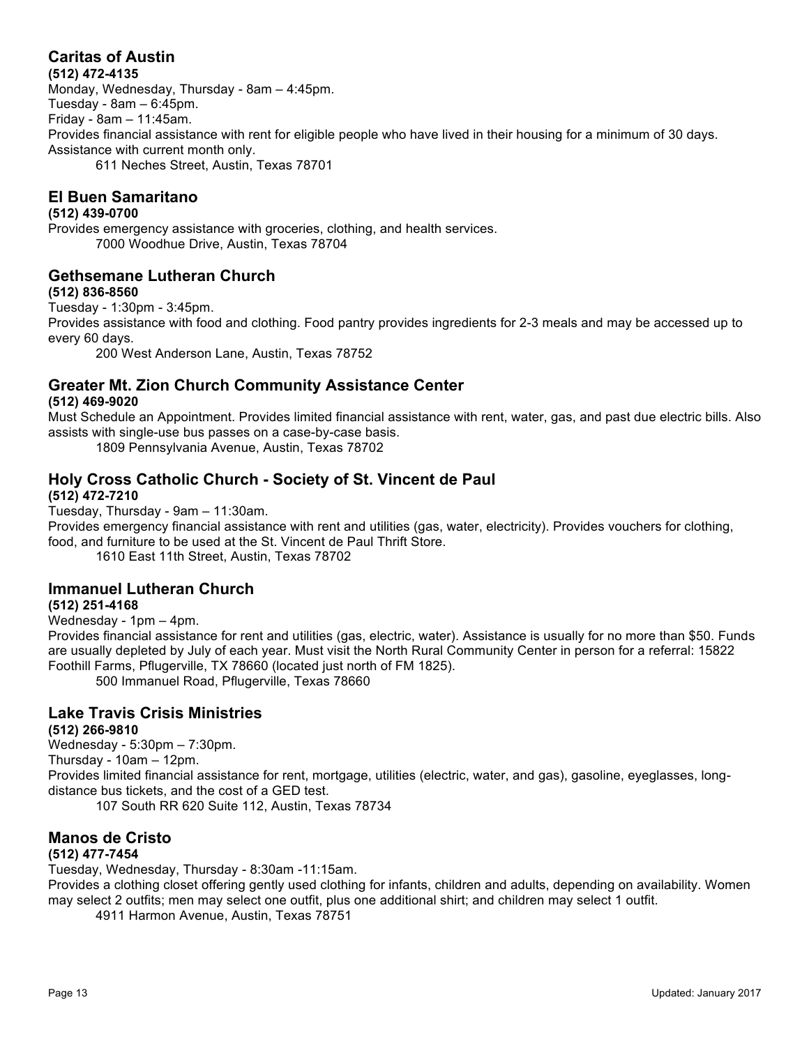## Caritas of Austin

**(512) 472-4135**

Monday, Wednesday, Thursday - 8am – 4:45pm.
Tuesday - 8am – 6:45pm.
Friday - 8am – 11:45am.
Provides financial assistance with rent for eligible people who have lived in their housing for a minimum of 30 days. Assistance with current month only.

611 Neches Street, Austin, Texas 78701

## El Buen Samaritano

**(512) 439-0700**

Provides emergency assistance with groceries, clothing, and health services.

7000 Woodhue Drive, Austin, Texas 78704

## Gethsemane Lutheran Church

**(512) 836-8560**

Tuesday - 1:30pm - 3:45pm.
Provides assistance with food and clothing. Food pantry provides ingredients for 2-3 meals and may be accessed up to every 60 days.

200 West Anderson Lane, Austin, Texas 78752

## Greater Mt. Zion Church Community Assistance Center

**(512) 469-9020**

Must Schedule an Appointment. Provides limited financial assistance with rent, water, gas, and past due electric bills. Also assists with single-use bus passes on a case-by-case basis.

1809 Pennsylvania Avenue, Austin, Texas 78702

## Holy Cross Catholic Church - Society of St. Vincent de Paul

**(512) 472-7210**

Tuesday, Thursday - 9am – 11:30am.
Provides emergency financial assistance with rent and utilities (gas, water, electricity). Provides vouchers for clothing, food, and furniture to be used at the St. Vincent de Paul Thrift Store.

1610 East 11th Street, Austin, Texas 78702

## Immanuel Lutheran Church

**(512) 251-4168**

Wednesday - 1pm – 4pm.
Provides financial assistance for rent and utilities (gas, electric, water). Assistance is usually for no more than $50. Funds are usually depleted by July of each year. Must visit the North Rural Community Center in person for a referral: 15822 Foothill Farms, Pflugerville, TX 78660 (located just north of FM 1825).

500 Immanuel Road, Pflugerville, Texas 78660

## Lake Travis Crisis Ministries

**(512) 266-9810**

Wednesday - 5:30pm – 7:30pm.
Thursday - 10am – 12pm.
Provides limited financial assistance for rent, mortgage, utilities (electric, water, and gas), gasoline, eyeglasses, long-distance bus tickets, and the cost of a GED test.

107 South RR 620 Suite 112, Austin, Texas 78734

## Manos de Cristo

**(512) 477-7454**

Tuesday, Wednesday, Thursday - 8:30am -11:15am.
Provides a clothing closet offering gently used clothing for infants, children and adults, depending on availability. Women may select 2 outfits; men may select one outfit, plus one additional shirt; and children may select 1 outfit.

4911 Harmon Avenue, Austin, Texas 78751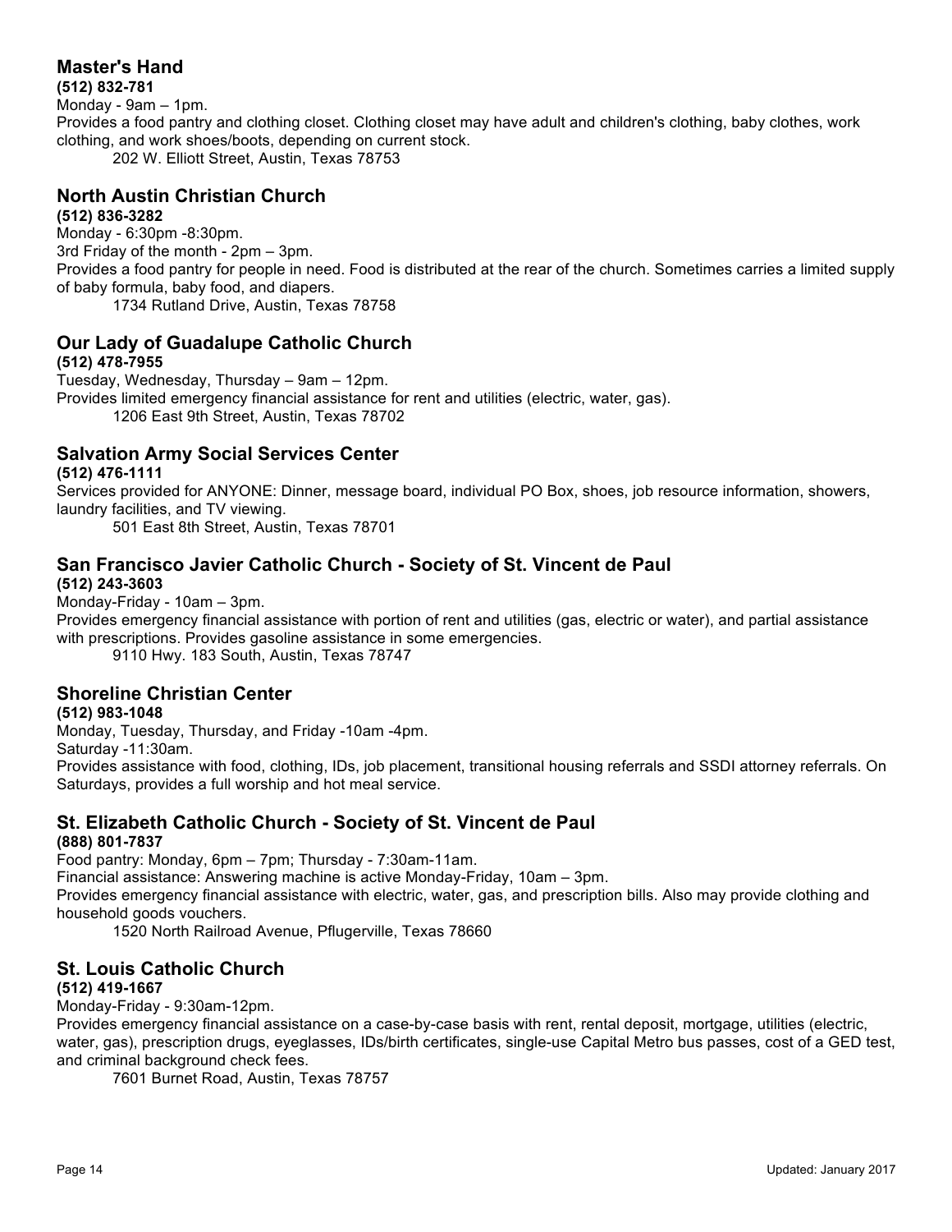## Master's Hand

**(512) 832-781**

Monday - 9am – 1pm.

Provides a food pantry and clothing closet. Clothing closet may have adult and children's clothing, baby clothes, work clothing, and work shoes/boots, depending on current stock.

202 W. Elliott Street, Austin, Texas 78753

## North Austin Christian Church

**(512) 836-3282**

Monday - 6:30pm -8:30pm.

3rd Friday of the month - 2pm – 3pm.

Provides a food pantry for people in need. Food is distributed at the rear of the church. Sometimes carries a limited supply of baby formula, baby food, and diapers.

1734 Rutland Drive, Austin, Texas 78758

## Our Lady of Guadalupe Catholic Church

**(512) 478-7955**

Tuesday, Wednesday, Thursday – 9am – 12pm.

Provides limited emergency financial assistance for rent and utilities (electric, water, gas).

1206 East 9th Street, Austin, Texas 78702

## Salvation Army Social Services Center

**(512) 476-1111**

Services provided for ANYONE: Dinner, message board, individual PO Box, shoes, job resource information, showers, laundry facilities, and TV viewing.

501 East 8th Street, Austin, Texas 78701

## San Francisco Javier Catholic Church - Society of St. Vincent de Paul

**(512) 243-3603**

Monday-Friday - 10am – 3pm.

Provides emergency financial assistance with portion of rent and utilities (gas, electric or water), and partial assistance with prescriptions. Provides gasoline assistance in some emergencies.

9110 Hwy. 183 South, Austin, Texas 78747

## Shoreline Christian Center

**(512) 983-1048**

Monday, Tuesday, Thursday, and Friday -10am -4pm.

Saturday -11:30am.

Provides assistance with food, clothing, IDs, job placement, transitional housing referrals and SSDI attorney referrals. On Saturdays, provides a full worship and hot meal service.

## St. Elizabeth Catholic Church - Society of St. Vincent de Paul

**(888) 801-7837**

Food pantry: Monday, 6pm – 7pm; Thursday - 7:30am-11am.

Financial assistance: Answering machine is active Monday-Friday, 10am – 3pm.

Provides emergency financial assistance with electric, water, gas, and prescription bills. Also may provide clothing and household goods vouchers.

1520 North Railroad Avenue, Pflugerville, Texas 78660

## St. Louis Catholic Church

**(512) 419-1667**

Monday-Friday - 9:30am-12pm.

Provides emergency financial assistance on a case-by-case basis with rent, rental deposit, mortgage, utilities (electric, water, gas), prescription drugs, eyeglasses, IDs/birth certificates, single-use Capital Metro bus passes, cost of a GED test, and criminal background check fees.

7601 Burnet Road, Austin, Texas 78757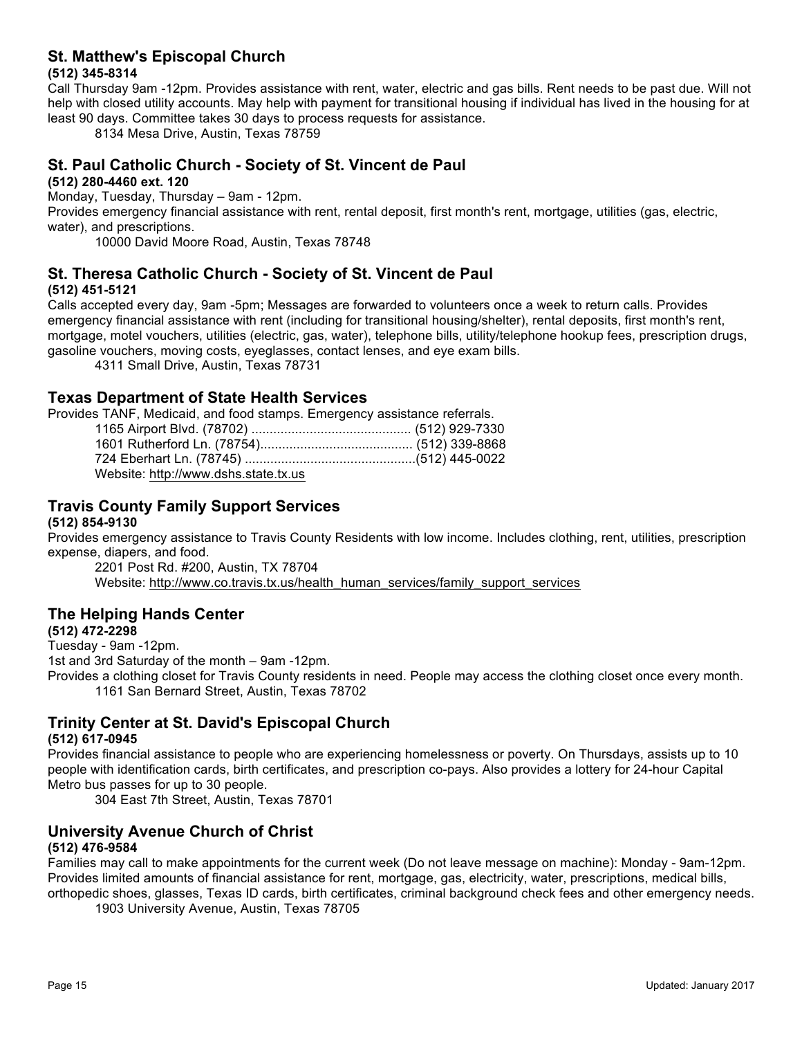## St. Matthew's Episcopal Church

**(512) 345-8314**

Call Thursday 9am -12pm. Provides assistance with rent, water, electric and gas bills. Rent needs to be past due. Will not help with closed utility accounts. May help with payment for transitional housing if individual has lived in the housing for at least 90 days. Committee takes 30 days to process requests for assistance.

8134 Mesa Drive, Austin, Texas 78759

## St. Paul Catholic Church - Society of St. Vincent de Paul

**(512) 280-4460 ext. 120**

Monday, Tuesday, Thursday – 9am - 12pm.

Provides emergency financial assistance with rent, rental deposit, first month's rent, mortgage, utilities (gas, electric, water), and prescriptions.

10000 David Moore Road, Austin, Texas 78748

## St. Theresa Catholic Church - Society of St. Vincent de Paul

**(512) 451-5121**

Calls accepted every day, 9am -5pm; Messages are forwarded to volunteers once a week to return calls. Provides emergency financial assistance with rent (including for transitional housing/shelter), rental deposits, first month's rent, mortgage, motel vouchers, utilities (electric, gas, water), telephone bills, utility/telephone hookup fees, prescription drugs, gasoline vouchers, moving costs, eyeglasses, contact lenses, and eye exam bills.

4311 Small Drive, Austin, Texas 78731

## Texas Department of State Health Services

Provides TANF, Medicaid, and food stamps. Emergency assistance referrals.

1165 Airport Blvd. (78702) ............................................ (512) 929-7330
1601 Rutherford Ln. (78754).......................................... (512) 339-8868
724 Eberhart Ln. (78745) ...............................................(512) 445-0022
Website: http://www.dshs.state.tx.us

## Travis County Family Support Services

**(512) 854-9130**

Provides emergency assistance to Travis County Residents with low income. Includes clothing, rent, utilities, prescription expense, diapers, and food.

2201 Post Rd. #200, Austin, TX 78704
Website: http://www.co.travis.tx.us/health_human_services/family_support_services

## The Helping Hands Center

**(512) 472-2298**

Tuesday - 9am -12pm.
1st and 3rd Saturday of the month – 9am -12pm.
Provides a clothing closet for Travis County residents in need. People may access the clothing closet once every month.

1161 San Bernard Street, Austin, Texas 78702

## Trinity Center at St. David's Episcopal Church

**(512) 617-0945**

Provides financial assistance to people who are experiencing homelessness or poverty. On Thursdays, assists up to 10 people with identification cards, birth certificates, and prescription co-pays. Also provides a lottery for 24-hour Capital Metro bus passes for up to 30 people.

304 East 7th Street, Austin, Texas 78701

## University Avenue Church of Christ

**(512) 476-9584**

Families may call to make appointments for the current week (Do not leave message on machine): Monday - 9am-12pm. Provides limited amounts of financial assistance for rent, mortgage, gas, electricity, water, prescriptions, medical bills, orthopedic shoes, glasses, Texas ID cards, birth certificates, criminal background check fees and other emergency needs.

1903 University Avenue, Austin, Texas 78705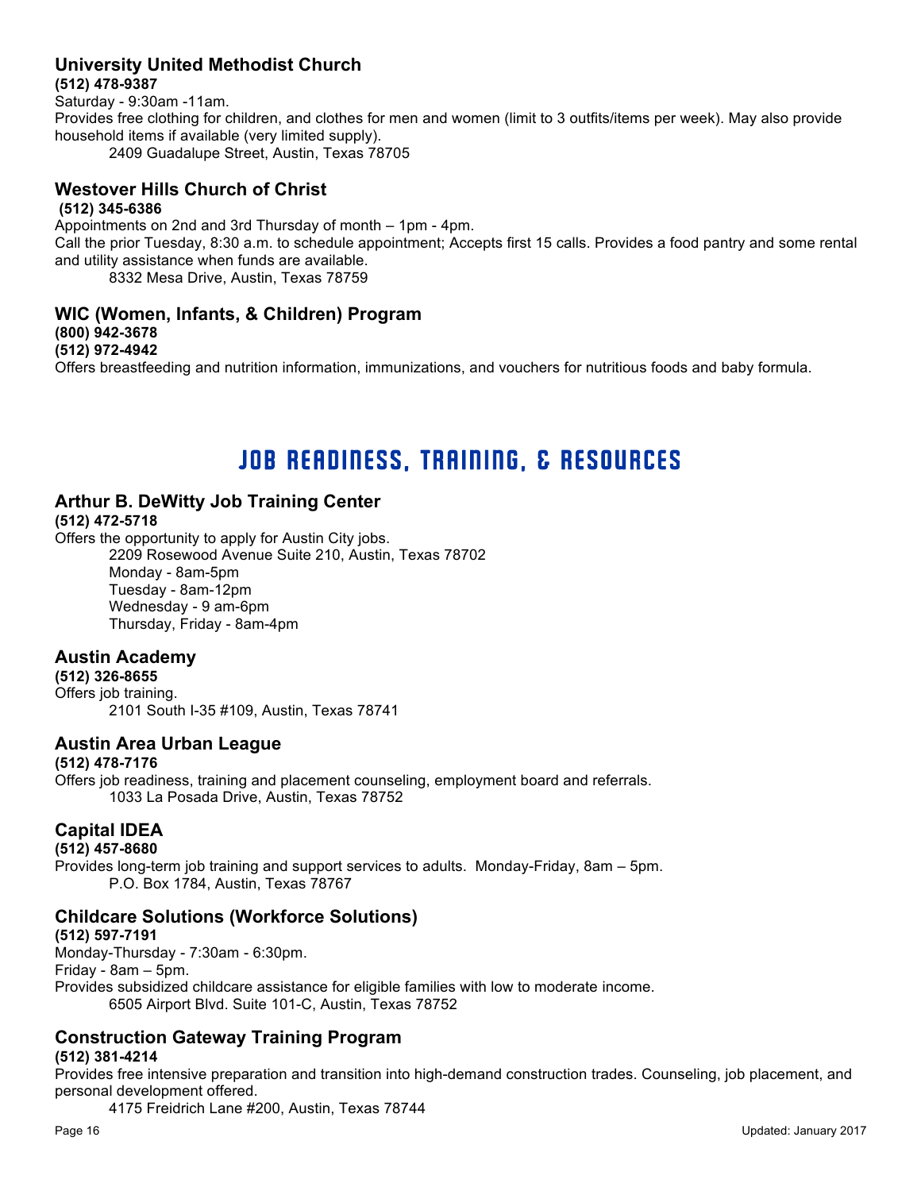### University United Methodist Church

**(512) 478-9387**

Saturday - 9:30am -11am.

Provides free clothing for children, and clothes for men and women (limit to 3 outfits/items per week). May also provide household items if available (very limited supply).

2409 Guadalupe Street, Austin, Texas 78705

### Westover Hills Church of Christ

**(512) 345-6386**

Appointments on 2nd and 3rd Thursday of month – 1pm - 4pm.

Call the prior Tuesday, 8:30 a.m. to schedule appointment; Accepts first 15 calls. Provides a food pantry and some rental and utility assistance when funds are available.

8332 Mesa Drive, Austin, Texas 78759

### WIC (Women, Infants, & Children) Program

**(800) 942-3678**
**(512) 972-4942**

Offers breastfeeding and nutrition information, immunizations, and vouchers for nutritious foods and baby formula.

## JOB READINESS, TRAINING, & RESOURCES

### Arthur B. DeWitty Job Training Center

**(512) 472-5718**

Offers the opportunity to apply for Austin City jobs.

2209 Rosewood Avenue Suite 210, Austin, Texas 78702
Monday - 8am-5pm
Tuesday - 8am-12pm
Wednesday - 9 am-6pm
Thursday, Friday - 8am-4pm

### Austin Academy

**(512) 326-8655**

Offers job training.

2101 South I-35 #109, Austin, Texas 78741

### Austin Area Urban League

**(512) 478-7176**

Offers job readiness, training and placement counseling, employment board and referrals.

1033 La Posada Drive, Austin, Texas 78752

### Capital IDEA

**(512) 457-8680**

Provides long-term job training and support services to adults. Monday-Friday, 8am – 5pm.

P.O. Box 1784, Austin, Texas 78767

### Childcare Solutions (Workforce Solutions)

**(512) 597-7191**

Monday-Thursday - 7:30am - 6:30pm.
Friday - 8am – 5pm.

Provides subsidized childcare assistance for eligible families with low to moderate income.

6505 Airport Blvd. Suite 101-C, Austin, Texas 78752

### Construction Gateway Training Program

**(512) 381-4214**

Provides free intensive preparation and transition into high-demand construction trades. Counseling, job placement, and personal development offered.

4175 Freidrich Lane #200, Austin, Texas 78744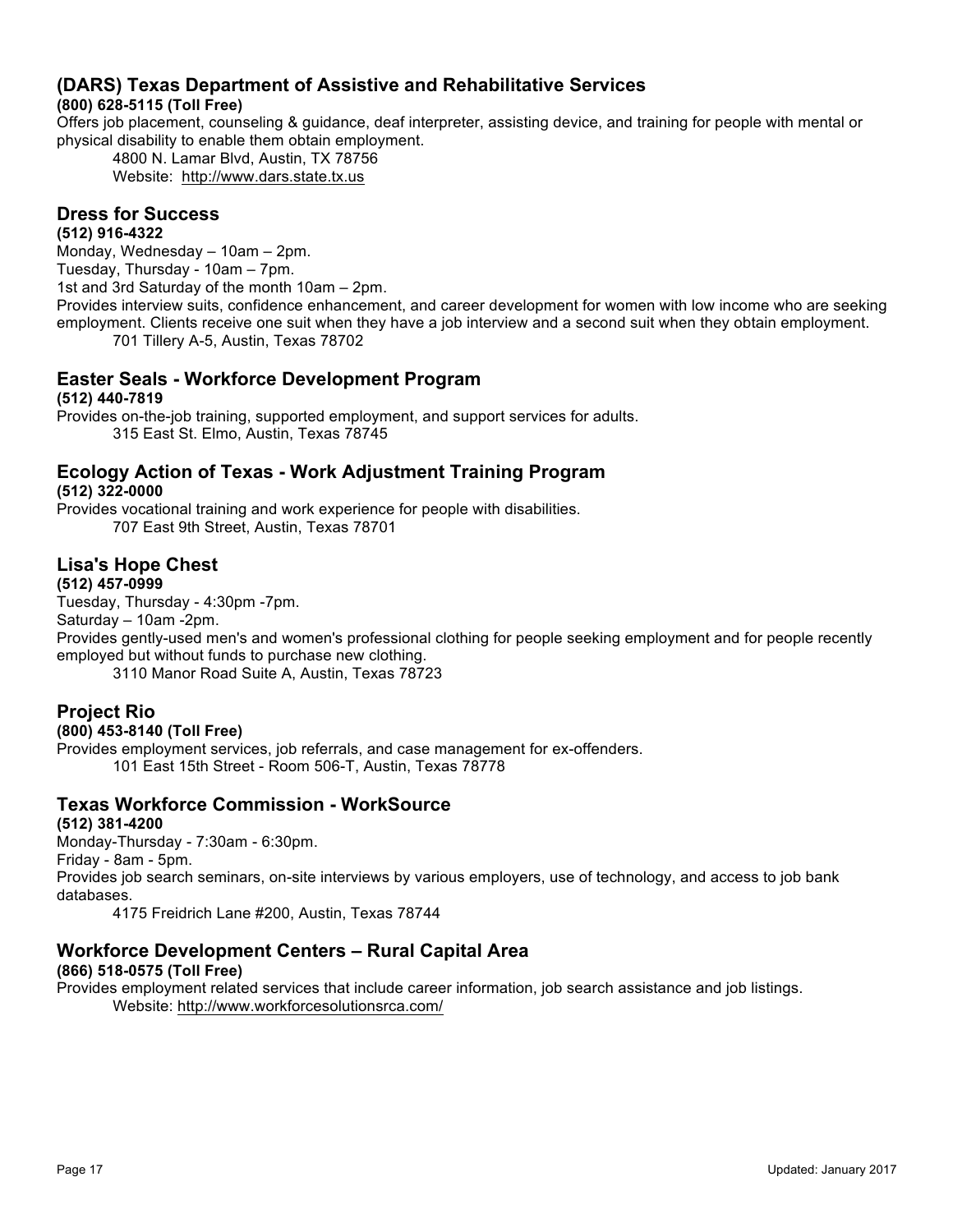## (DARS) Texas Department of Assistive and Rehabilitative Services

**(800) 628-5115 (Toll Free)**

Offers job placement, counseling & guidance, deaf interpreter, assisting device, and training for people with mental or physical disability to enable them obtain employment.

4800 N. Lamar Blvd, Austin, TX 78756
Website: http://www.dars.state.tx.us

## Dress for Success

**(512) 916-4322**

Monday, Wednesday – 10am – 2pm.
Tuesday, Thursday - 10am – 7pm.
1st and 3rd Saturday of the month 10am – 2pm.
Provides interview suits, confidence enhancement, and career development for women with low income who are seeking employment. Clients receive one suit when they have a job interview and a second suit when they obtain employment.

701 Tillery A-5, Austin, Texas 78702

## Easter Seals - Workforce Development Program

**(512) 440-7819**

Provides on-the-job training, supported employment, and support services for adults.

315 East St. Elmo, Austin, Texas 78745

## Ecology Action of Texas - Work Adjustment Training Program

**(512) 322-0000**

Provides vocational training and work experience for people with disabilities.

707 East 9th Street, Austin, Texas 78701

## Lisa's Hope Chest

**(512) 457-0999**

Tuesday, Thursday - 4:30pm -7pm.
Saturday – 10am -2pm.
Provides gently-used men's and women's professional clothing for people seeking employment and for people recently employed but without funds to purchase new clothing.

3110 Manor Road Suite A, Austin, Texas 78723

## Project Rio

**(800) 453-8140 (Toll Free)**

Provides employment services, job referrals, and case management for ex-offenders.

101 East 15th Street - Room 506-T, Austin, Texas 78778

## Texas Workforce Commission - WorkSource

**(512) 381-4200**

Monday-Thursday - 7:30am - 6:30pm.
Friday - 8am - 5pm.
Provides job search seminars, on-site interviews by various employers, use of technology, and access to job bank databases.

4175 Freidrich Lane #200, Austin, Texas 78744

## Workforce Development Centers – Rural Capital Area

**(866) 518-0575 (Toll Free)**

Provides employment related services that include career information, job search assistance and job listings.

Website: http://www.workforcesolutionsrca.com/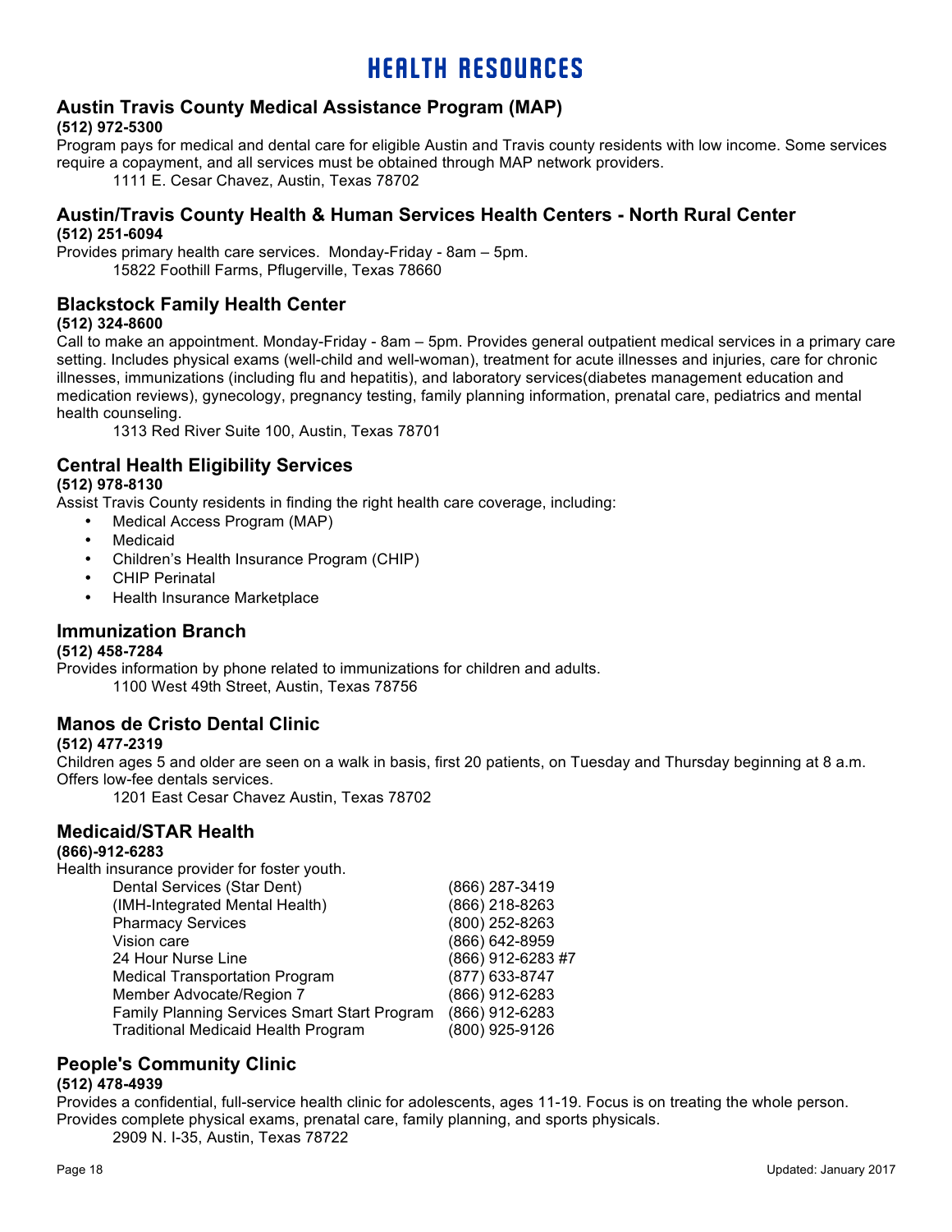# HEALTH RESOURCES

## Austin Travis County Medical Assistance Program (MAP)

**(512) 972-5300**

Program pays for medical and dental care for eligible Austin and Travis county residents with low income. Some services require a copayment, and all services must be obtained through MAP network providers.

1111 E. Cesar Chavez, Austin, Texas 78702

## Austin/Travis County Health & Human Services Health Centers - North Rural Center

**(512) 251-6094**

Provides primary health care services. Monday-Friday - 8am – 5pm.

15822 Foothill Farms, Pflugerville, Texas 78660

## Blackstock Family Health Center

**(512) 324-8600**

Call to make an appointment. Monday-Friday - 8am – 5pm. Provides general outpatient medical services in a primary care setting. Includes physical exams (well-child and well-woman), treatment for acute illnesses and injuries, care for chronic illnesses, immunizations (including flu and hepatitis), and laboratory services(diabetes management education and medication reviews), gynecology, pregnancy testing, family planning information, prenatal care, pediatrics and mental health counseling.

1313 Red River Suite 100, Austin, Texas 78701

## Central Health Eligibility Services

**(512) 978-8130**

Assist Travis County residents in finding the right health care coverage, including:

- Medical Access Program (MAP)
- Medicaid
- Children's Health Insurance Program (CHIP)
- CHIP Perinatal
- Health Insurance Marketplace

## Immunization Branch

**(512) 458-7284**

Provides information by phone related to immunizations for children and adults.

1100 West 49th Street, Austin, Texas 78756

## Manos de Cristo Dental Clinic

**(512) 477-2319**

Children ages 5 and older are seen on a walk in basis, first 20 patients, on Tuesday and Thursday beginning at 8 a.m. Offers low-fee dentals services.

1201 East Cesar Chavez Austin, Texas 78702

## Medicaid/STAR Health

**(866)-912-6283**

Health insurance provider for foster youth.

| Service | Phone |
|---|---|
| Dental Services (Star Dent) | (866) 287-3419 |
| (IMH-Integrated Mental Health) | (866) 218-8263 |
| Pharmacy Services | (800) 252-8263 |
| Vision care | (866) 642-8959 |
| 24 Hour Nurse Line | (866) 912-6283 #7 |
| Medical Transportation Program | (877) 633-8747 |
| Member Advocate/Region 7 | (866) 912-6283 |
| Family Planning Services Smart Start Program | (866) 912-6283 |
| Traditional Medicaid Health Program | (800) 925-9126 |

## People's Community Clinic

**(512) 478-4939**

Provides a confidential, full-service health clinic for adolescents, ages 11-19. Focus is on treating the whole person. Provides complete physical exams, prenatal care, family planning, and sports physicals.

2909 N. I-35, Austin, Texas 78722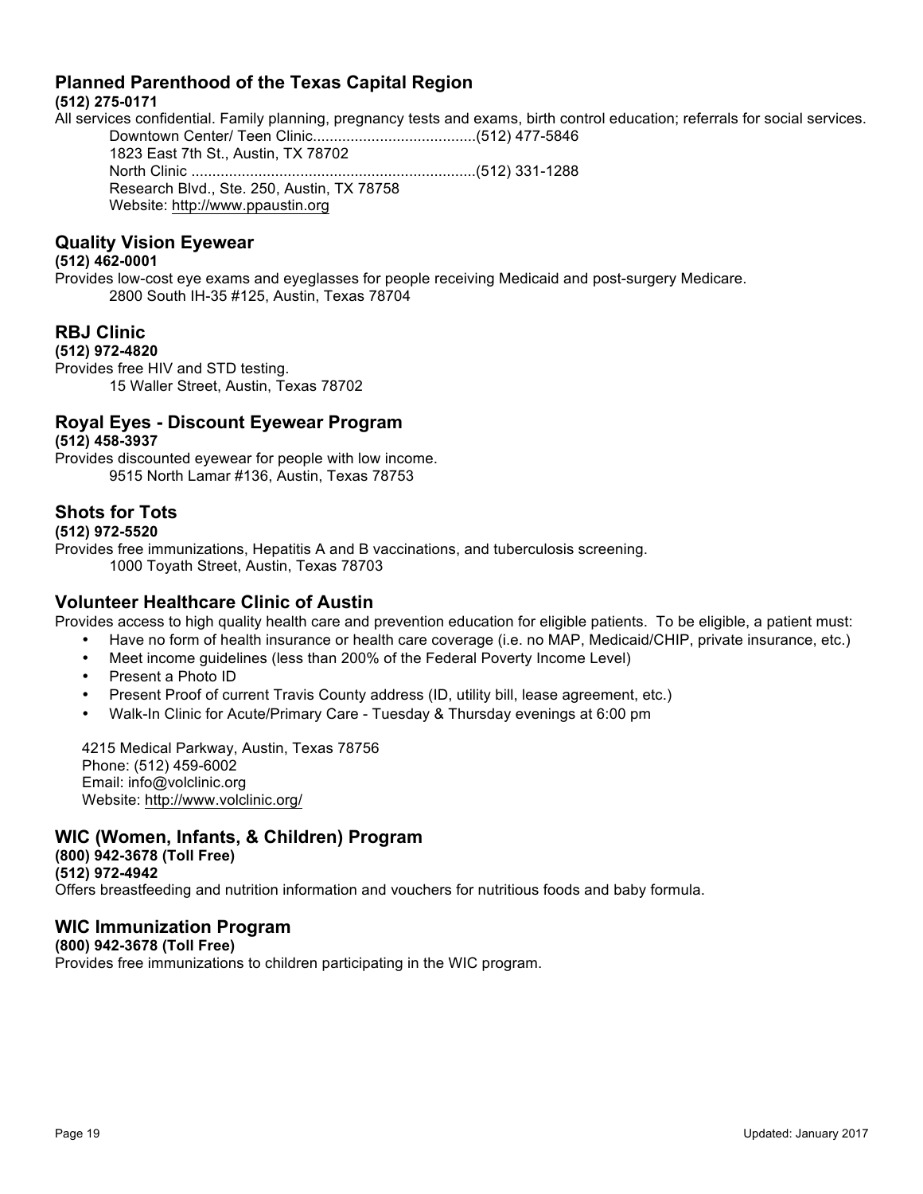## Planned Parenthood of the Texas Capital Region

**(512) 275-0171**

All services confidential. Family planning, pregnancy tests and exams, birth control education; referrals for social services.

Downtown Center/ Teen Clinic.......................................(512) 477-5846
1823 East 7th St., Austin, TX 78702
North Clinic ...................................................................(512) 331-1288
Research Blvd., Ste. 250, Austin, TX 78758
Website: http://www.ppaustin.org

## Quality Vision Eyewear

**(512) 462-0001**

Provides low-cost eye exams and eyeglasses for people receiving Medicaid and post-surgery Medicare.
2800 South IH-35 #125, Austin, Texas 78704

## RBJ Clinic

**(512) 972-4820**

Provides free HIV and STD testing.
15 Waller Street, Austin, Texas 78702

## Royal Eyes - Discount Eyewear Program

**(512) 458-3937**

Provides discounted eyewear for people with low income.
9515 North Lamar #136, Austin, Texas 78753

## Shots for Tots

**(512) 972-5520**

Provides free immunizations, Hepatitis A and B vaccinations, and tuberculosis screening.
1000 Toyath Street, Austin, Texas 78703

## Volunteer Healthcare Clinic of Austin

Provides access to high quality health care and prevention education for eligible patients. To be eligible, a patient must:

- Have no form of health insurance or health care coverage (i.e. no MAP, Medicaid/CHIP, private insurance, etc.)
- Meet income guidelines (less than 200% of the Federal Poverty Income Level)
- Present a Photo ID
- Present Proof of current Travis County address (ID, utility bill, lease agreement, etc.)
- Walk-In Clinic for Acute/Primary Care - Tuesday & Thursday evenings at 6:00 pm

4215 Medical Parkway, Austin, Texas 78756
Phone: (512) 459-6002
Email: info@volclinic.org
Website: http://www.volclinic.org/

## WIC (Women, Infants, & Children) Program

**(800) 942-3678 (Toll Free)**
**(512) 972-4942**

Offers breastfeeding and nutrition information and vouchers for nutritious foods and baby formula.

## WIC Immunization Program

**(800) 942-3678 (Toll Free)**

Provides free immunizations to children participating in the WIC program.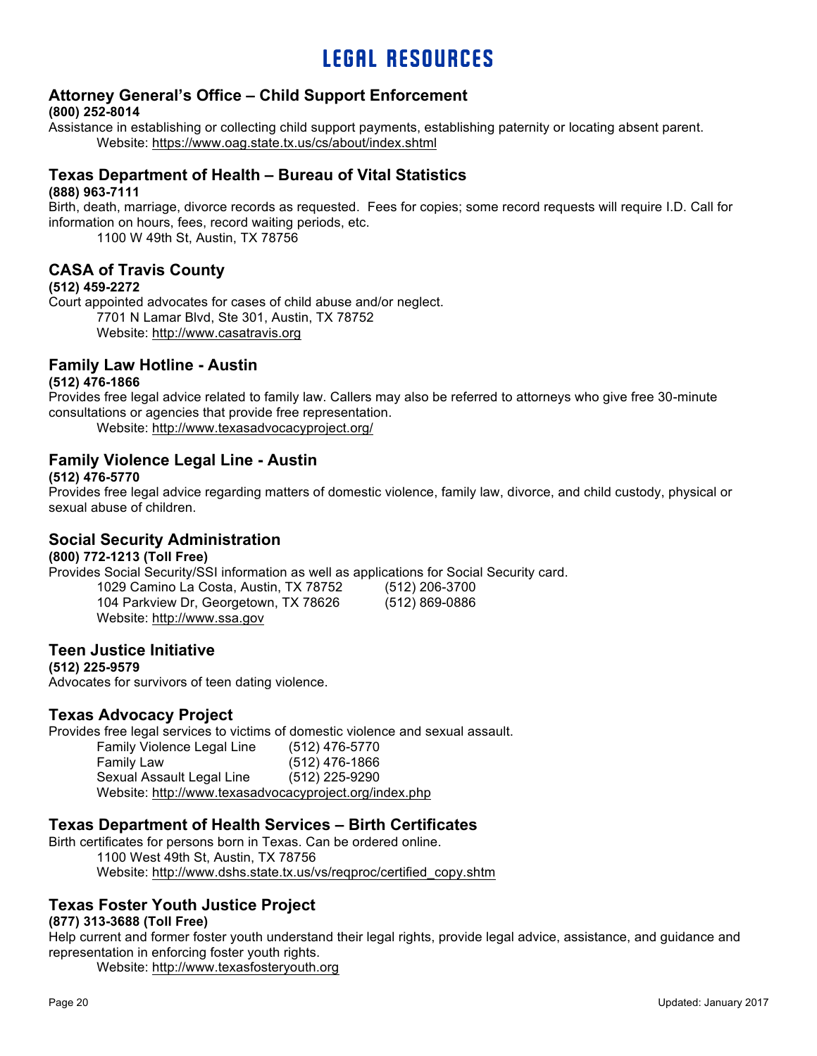# LEGAL RESOURCES

## Attorney General's Office – Child Support Enforcement

**(800) 252-8014**

Assistance in establishing or collecting child support payments, establishing paternity or locating absent parent.

Website: https://www.oag.state.tx.us/cs/about/index.shtml

## Texas Department of Health – Bureau of Vital Statistics

**(888) 963-7111**

Birth, death, marriage, divorce records as requested. Fees for copies; some record requests will require I.D. Call for information on hours, fees, record waiting periods, etc.

1100 W 49th St, Austin, TX 78756

## CASA of Travis County

**(512) 459-2272**

Court appointed advocates for cases of child abuse and/or neglect.

7701 N Lamar Blvd, Ste 301, Austin, TX 78752
Website: http://www.casatravis.org

## Family Law Hotline - Austin

**(512) 476-1866**

Provides free legal advice related to family law. Callers may also be referred to attorneys who give free 30-minute consultations or agencies that provide free representation.

Website: http://www.texasadvocacyproject.org/

## Family Violence Legal Line - Austin

**(512) 476-5770**

Provides free legal advice regarding matters of domestic violence, family law, divorce, and child custody, physical or sexual abuse of children.

## Social Security Administration

**(800) 772-1213 (Toll Free)**

Provides Social Security/SSI information as well as applications for Social Security card.

1029 Camino La Costa, Austin, TX 78752 (512) 206-3700
104 Parkview Dr, Georgetown, TX 78626 (512) 869-0886
Website: http://www.ssa.gov

## Teen Justice Initiative

**(512) 225-9579**

Advocates for survivors of teen dating violence.

## Texas Advocacy Project

Provides free legal services to victims of domestic violence and sexual assault.

Family Violence Legal Line (512) 476-5770
Family Law (512) 476-1866
Sexual Assault Legal Line (512) 225-9290
Website: http://www.texasadvocacyproject.org/index.php

## Texas Department of Health Services – Birth Certificates

Birth certificates for persons born in Texas. Can be ordered online.

1100 West 49th St, Austin, TX 78756
Website: http://www.dshs.state.tx.us/vs/reqproc/certified_copy.shtm

## Texas Foster Youth Justice Project

**(877) 313-3688 (Toll Free)**

Help current and former foster youth understand their legal rights, provide legal advice, assistance, and guidance and representation in enforcing foster youth rights.

Website: http://www.texasfosteryouth.org

Updated: January 2017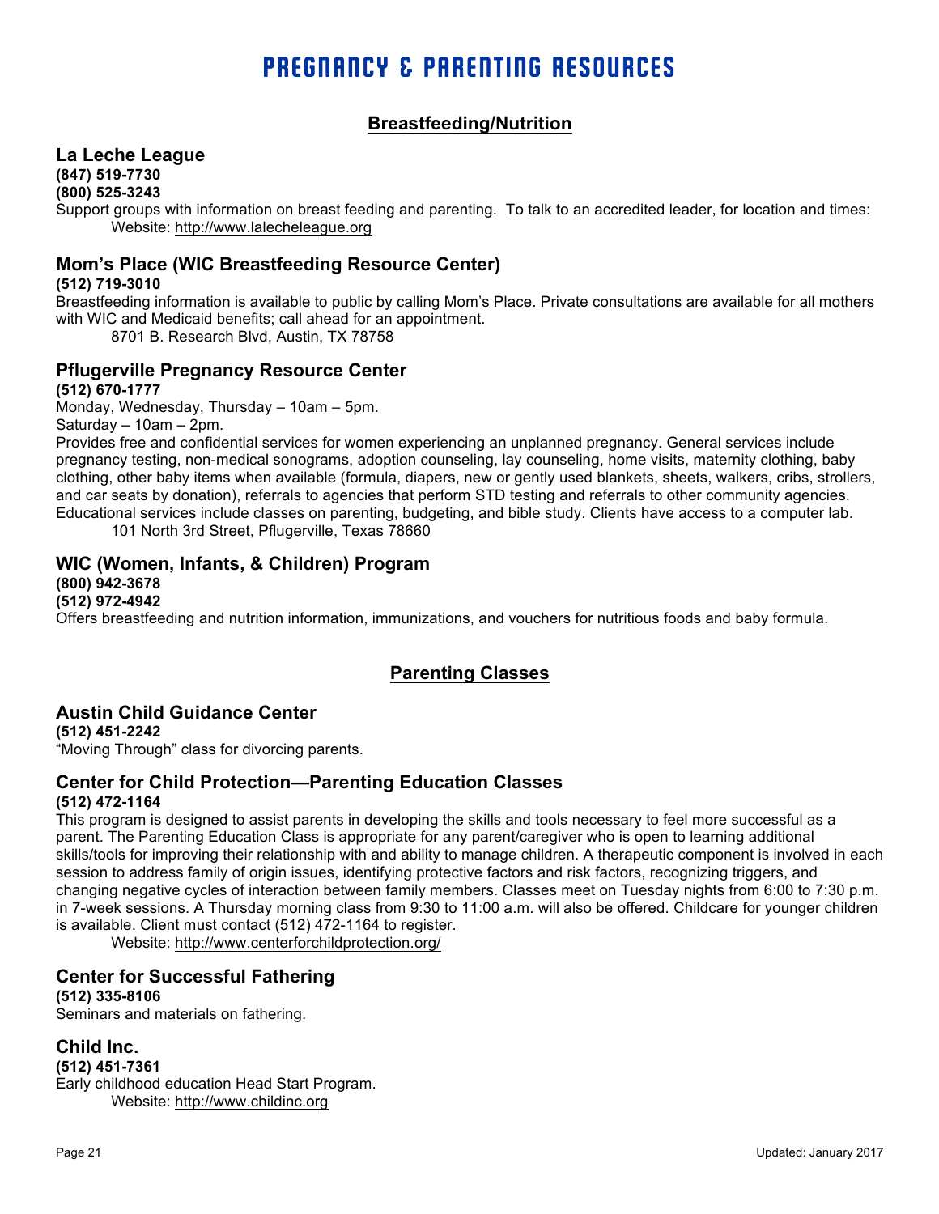# PREGNANCY & PARENTING RESOURCES

## Breastfeeding/Nutrition

### La Leche League

**(847) 519-7730**
**(800) 525-3243**

Support groups with information on breast feeding and parenting. To talk to an accredited leader, for location and times:
Website: http://www.lalecheleague.org

### Mom's Place (WIC Breastfeeding Resource Center)

**(512) 719-3010**

Breastfeeding information is available to public by calling Mom's Place. Private consultations are available for all mothers with WIC and Medicaid benefits; call ahead for an appointment.
8701 B. Research Blvd, Austin, TX 78758

### Pflugerville Pregnancy Resource Center

**(512) 670-1777**

Monday, Wednesday, Thursday – 10am – 5pm.
Saturday – 10am – 2pm.
Provides free and confidential services for women experiencing an unplanned pregnancy. General services include pregnancy testing, non-medical sonograms, adoption counseling, lay counseling, home visits, maternity clothing, baby clothing, other baby items when available (formula, diapers, new or gently used blankets, sheets, walkers, cribs, strollers, and car seats by donation), referrals to agencies that perform STD testing and referrals to other community agencies. Educational services include classes on parenting, budgeting, and bible study. Clients have access to a computer lab.
101 North 3rd Street, Pflugerville, Texas 78660

### WIC (Women, Infants, & Children) Program

**(800) 942-3678**
**(512) 972-4942**

Offers breastfeeding and nutrition information, immunizations, and vouchers for nutritious foods and baby formula.

## Parenting Classes

### Austin Child Guidance Center

**(512) 451-2242**

"Moving Through" class for divorcing parents.

### Center for Child Protection—Parenting Education Classes

**(512) 472-1164**

This program is designed to assist parents in developing the skills and tools necessary to feel more successful as a parent. The Parenting Education Class is appropriate for any parent/caregiver who is open to learning additional skills/tools for improving their relationship with and ability to manage children. A therapeutic component is involved in each session to address family of origin issues, identifying protective factors and risk factors, recognizing triggers, and changing negative cycles of interaction between family members. Classes meet on Tuesday nights from 6:00 to 7:30 p.m. in 7-week sessions. A Thursday morning class from 9:30 to 11:00 a.m. will also be offered. Childcare for younger children is available. Client must contact (512) 472-1164 to register.
Website: http://www.centerforchildprotection.org/

### Center for Successful Fathering

**(512) 335-8106**

Seminars and materials on fathering.

### Child Inc.

**(512) 451-7361**

Early childhood education Head Start Program.
Website: http://www.childinc.org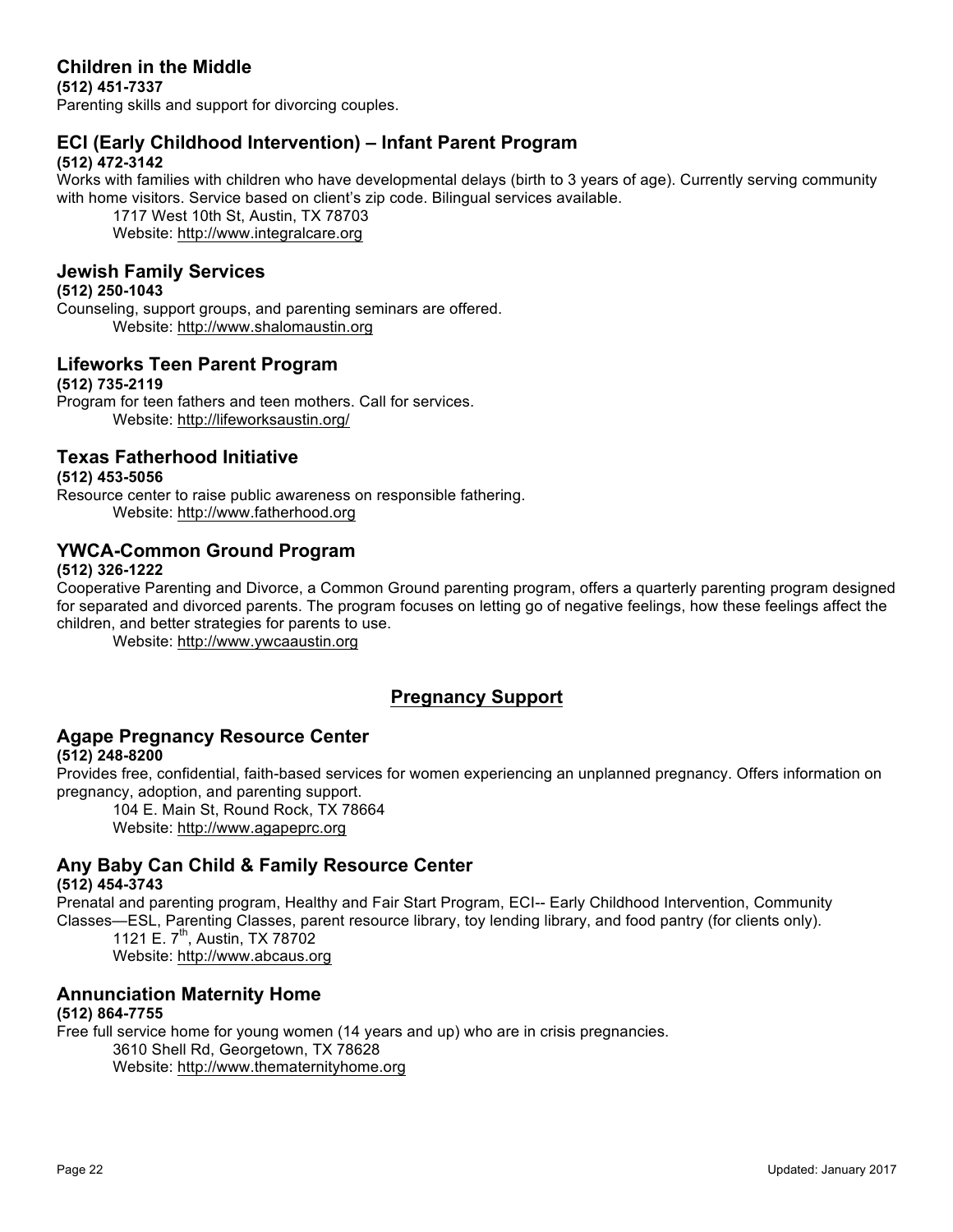### Children in the Middle

**(512) 451-7337**

Parenting skills and support for divorcing couples.

### ECI (Early Childhood Intervention) – Infant Parent Program

**(512) 472-3142**

Works with families with children who have developmental delays (birth to 3 years of age). Currently serving community with home visitors. Service based on client's zip code. Bilingual services available.

1717 West 10th St, Austin, TX 78703
Website: http://www.integralcare.org

### Jewish Family Services

**(512) 250-1043**

Counseling, support groups, and parenting seminars are offered.

Website: http://www.shalomaustin.org

### Lifeworks Teen Parent Program

**(512) 735-2119**

Program for teen fathers and teen mothers. Call for services.

Website: http://lifeworksaustin.org/

### Texas Fatherhood Initiative

**(512) 453-5056**

Resource center to raise public awareness on responsible fathering.

Website: http://www.fatherhood.org

### YWCA-Common Ground Program

**(512) 326-1222**

Cooperative Parenting and Divorce, a Common Ground parenting program, offers a quarterly parenting program designed for separated and divorced parents. The program focuses on letting go of negative feelings, how these feelings affect the children, and better strategies for parents to use.

Website: http://www.ywcaaustin.org

## Pregnancy Support

### Agape Pregnancy Resource Center

**(512) 248-8200**

Provides free, confidential, faith-based services for women experiencing an unplanned pregnancy. Offers information on pregnancy, adoption, and parenting support.

104 E. Main St, Round Rock, TX 78664
Website: http://www.agapeprc.org

### Any Baby Can Child & Family Resource Center

**(512) 454-3743**

Prenatal and parenting program, Healthy and Fair Start Program, ECI-- Early Childhood Intervention, Community Classes—ESL, Parenting Classes, parent resource library, toy lending library, and food pantry (for clients only).

1121 E. 7th, Austin, TX 78702
Website: http://www.abcaus.org

### Annunciation Maternity Home

**(512) 864-7755**

Free full service home for young women (14 years and up) who are in crisis pregnancies.

3610 Shell Rd, Georgetown, TX 78628
Website: http://www.thematernityhome.org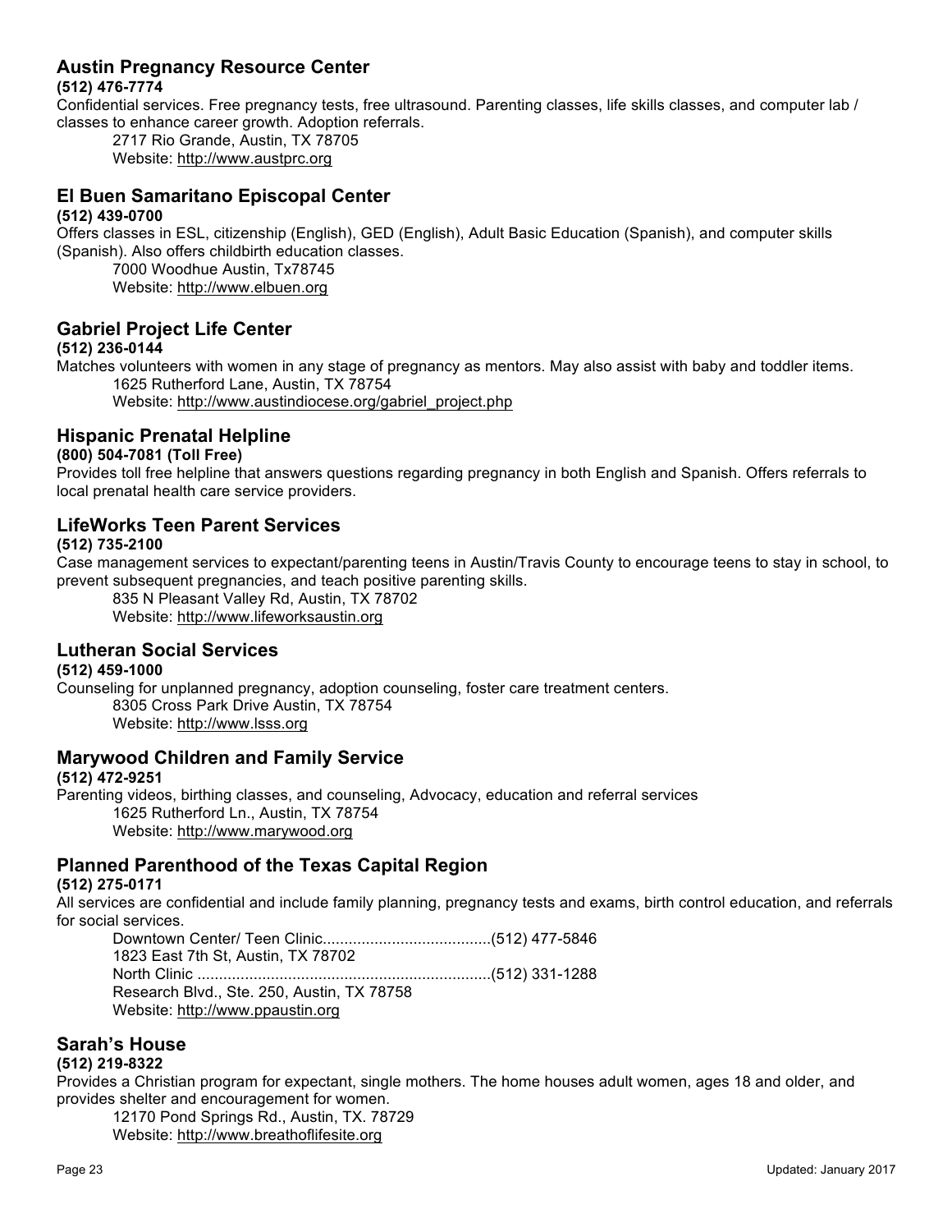## Austin Pregnancy Resource Center

**(512) 476-7774**

Confidential services. Free pregnancy tests, free ultrasound. Parenting classes, life skills classes, and computer lab / classes to enhance career growth. Adoption referrals.

2717 Rio Grande, Austin, TX 78705
Website: http://www.austprc.org

## El Buen Samaritano Episcopal Center

**(512) 439-0700**

Offers classes in ESL, citizenship (English), GED (English), Adult Basic Education (Spanish), and computer skills (Spanish). Also offers childbirth education classes.

7000 Woodhue Austin, Tx78745
Website: http://www.elbuen.org

## Gabriel Project Life Center

**(512) 236-0144**

Matches volunteers with women in any stage of pregnancy as mentors. May also assist with baby and toddler items.

1625 Rutherford Lane, Austin, TX 78754
Website: http://www.austindiocese.org/gabriel_project.php

## Hispanic Prenatal Helpline

**(800) 504-7081 (Toll Free)**

Provides toll free helpline that answers questions regarding pregnancy in both English and Spanish. Offers referrals to local prenatal health care service providers.

## LifeWorks Teen Parent Services

**(512) 735-2100**

Case management services to expectant/parenting teens in Austin/Travis County to encourage teens to stay in school, to prevent subsequent pregnancies, and teach positive parenting skills.

835 N Pleasant Valley Rd, Austin, TX 78702
Website: http://www.lifeworksaustin.org

## Lutheran Social Services

**(512) 459-1000**

Counseling for unplanned pregnancy, adoption counseling, foster care treatment centers.

8305 Cross Park Drive Austin, TX 78754
Website: http://www.lsss.org

## Marywood Children and Family Service

**(512) 472-9251**

Parenting videos, birthing classes, and counseling, Advocacy, education and referral services

1625 Rutherford Ln., Austin, TX 78754
Website: http://www.marywood.org

## Planned Parenthood of the Texas Capital Region

**(512) 275-0171**

All services are confidential and include family planning, pregnancy tests and exams, birth control education, and referrals for social services.

Downtown Center/ Teen Clinic.......................................(512) 477-5846
1823 East 7th St, Austin, TX 78702
North Clinic ....................................................................(512) 331-1288
Research Blvd., Ste. 250, Austin, TX 78758
Website: http://www.ppaustin.org

## Sarah's House

**(512) 219-8322**

Provides a Christian program for expectant, single mothers. The home houses adult women, ages 18 and older, and provides shelter and encouragement for women.

12170 Pond Springs Rd., Austin, TX. 78729
Website: http://www.breathoflifesite.org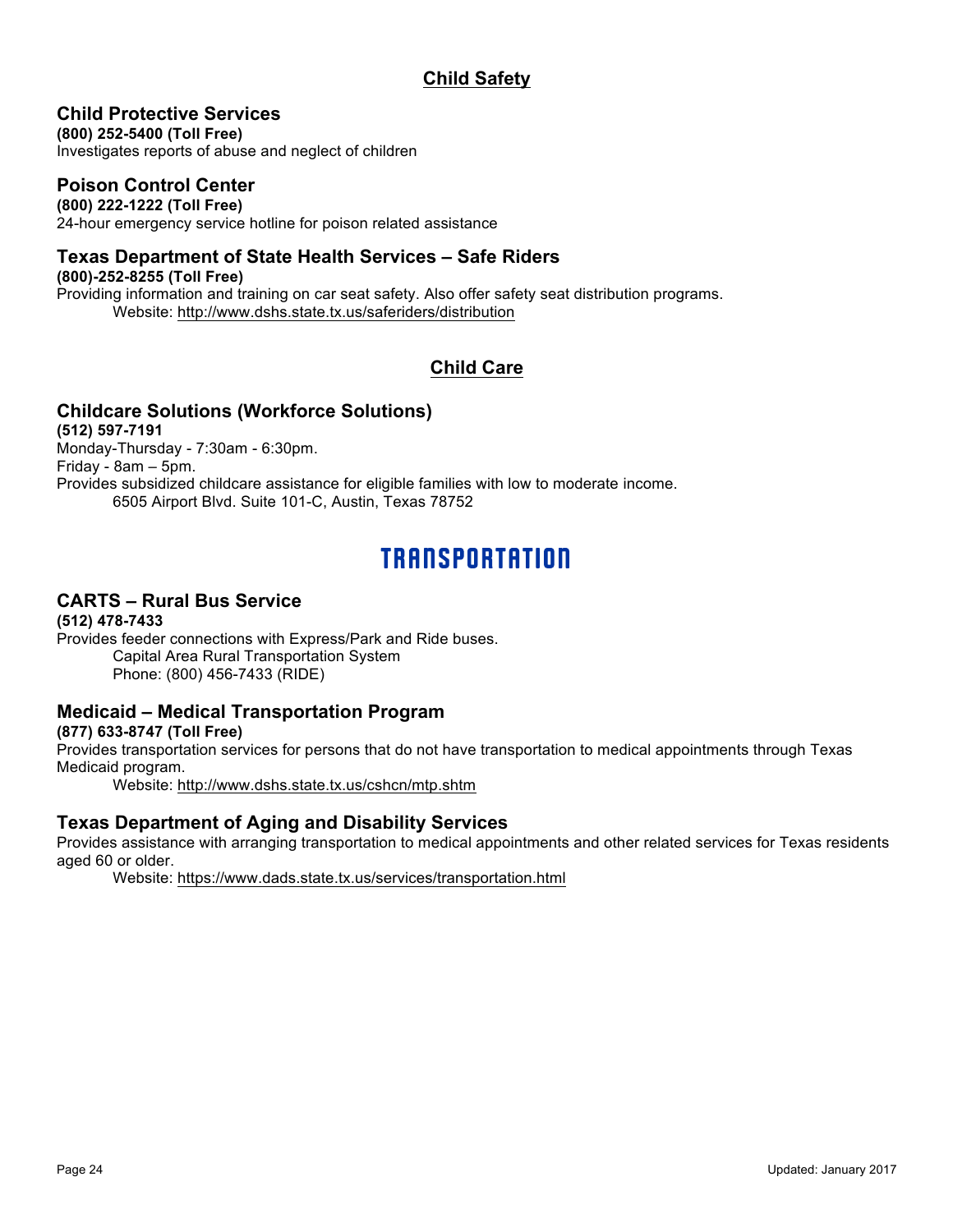## Child Safety

### Child Protective Services

**(800) 252-5400 (Toll Free)**
Investigates reports of abuse and neglect of children

### Poison Control Center

**(800) 222-1222 (Toll Free)**
24-hour emergency service hotline for poison related assistance

### Texas Department of State Health Services – Safe Riders

**(800)-252-8255 (Toll Free)**
Providing information and training on car seat safety. Also offer safety seat distribution programs.
Website: http://www.dshs.state.tx.us/saferiders/distribution

## Child Care

### Childcare Solutions (Workforce Solutions)

**(512) 597-7191**
Monday-Thursday - 7:30am - 6:30pm.
Friday - 8am – 5pm.
Provides subsidized childcare assistance for eligible families with low to moderate income.
6505 Airport Blvd. Suite 101-C, Austin, Texas 78752

# TRANSPORTATION

### CARTS – Rural Bus Service

**(512) 478-7433**
Provides feeder connections with Express/Park and Ride buses.
Capital Area Rural Transportation System
Phone: (800) 456-7433 (RIDE)

### Medicaid – Medical Transportation Program

**(877) 633-8747 (Toll Free)**
Provides transportation services for persons that do not have transportation to medical appointments through Texas Medicaid program.
Website: http://www.dshs.state.tx.us/cshcn/mtp.shtm

### Texas Department of Aging and Disability Services

Provides assistance with arranging transportation to medical appointments and other related services for Texas residents aged 60 or older.
Website: https://www.dads.state.tx.us/services/transportation.html

Updated: January 2017